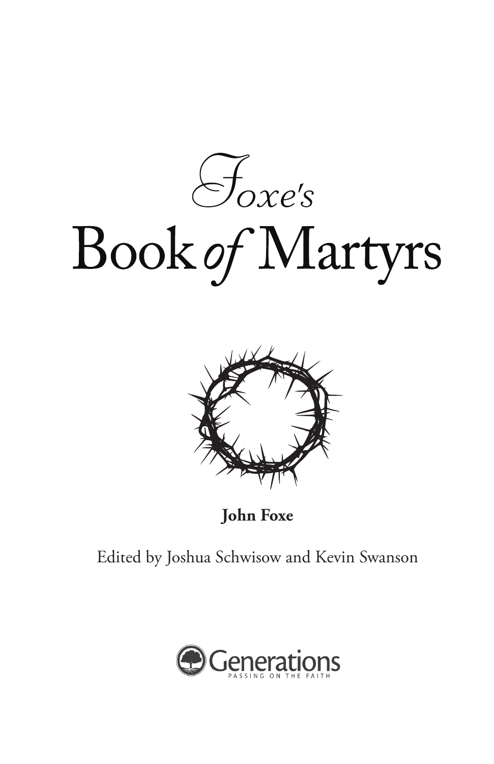# *Foxe's* Book *of* Martyrs

**John Foxe**

Edited by Joshua Schwisow and Kevin Swanson

Generations

PASSING ON THE FAITH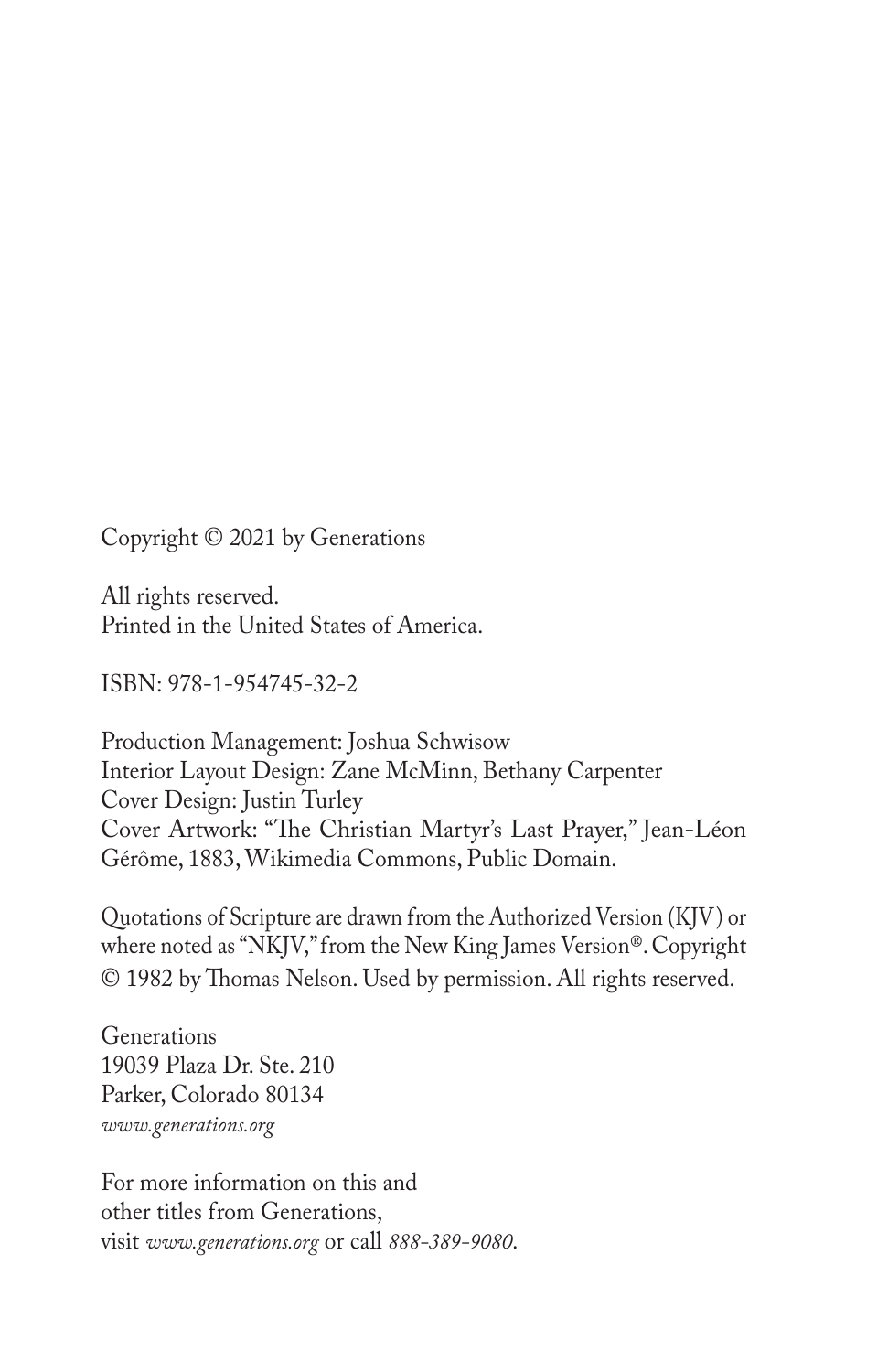Copyright © 2021 by Generations

All rights reserved.
Printed in the United States of America.

ISBN: 978-1-954745-32-2

Production Management: Joshua Schwisow
Interior Layout Design: Zane McMinn, Bethany Carpenter
Cover Design: Justin Turley
Cover Artwork: "The Christian Martyr's Last Prayer," Jean-Léon Gérôme, 1883, Wikimedia Commons, Public Domain.

Quotations of Scripture are drawn from the Authorized Version (KJV) or where noted as "NKJV," from the New King James Version®. Copyright © 1982 by Thomas Nelson. Used by permission. All rights reserved.

Generations
19039 Plaza Dr. Ste. 210
Parker, Colorado 80134
*www.generations.org*

For more information on this and
other titles from Generations,
visit *www.generations.org* or call *888-389-9080*.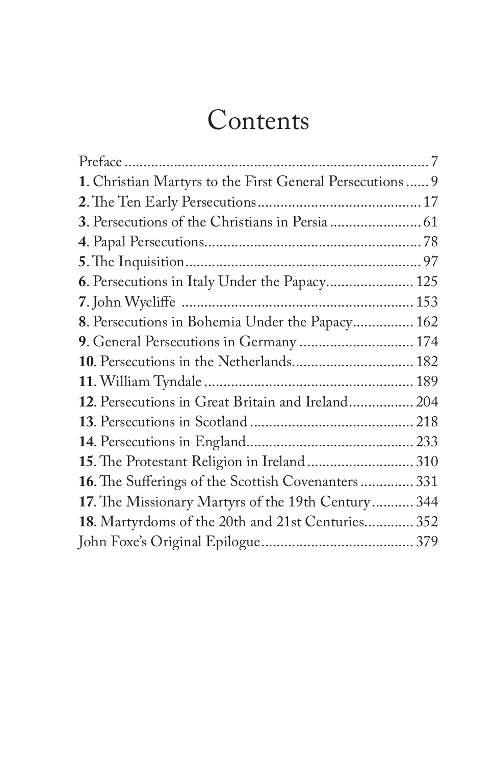# Contents

Preface ........................................................................ 7
**1**. Christian Martyrs to the First General Persecutions ...... 9
**2**. The Ten Early Persecutions .......................................... 17
**3**. Persecutions of the Christians in Persia ........................ 61
**4**. Papal Persecutions......................................................... 78
**5**. The Inquisition............................................................... 97
**6**. Persecutions in Italy Under the Papacy....................... 125
**7**. John Wycliffe ............................................................... 153
**8**. Persecutions in Bohemia Under the Papacy................ 162
**9**. General Persecutions in Germany .............................. 174
**10**. Persecutions in the Netherlands................................ 182
**11**. William Tyndale ........................................................ 189
**12**. Persecutions in Great Britain and Ireland................. 204
**13**. Persecutions in Scotland ............................................ 218
**14**. Persecutions in England............................................. 233
**15**. The Protestant Religion in Ireland ............................ 310
**16**. The Sufferings of the Scottish Covenanters .............. 331
**17**. The Missionary Martyrs of the 19th Century........... 344
**18**. Martyrdoms of the 20th and 21st Centuries............. 352
John Foxe's Original Epilogue........................................ 379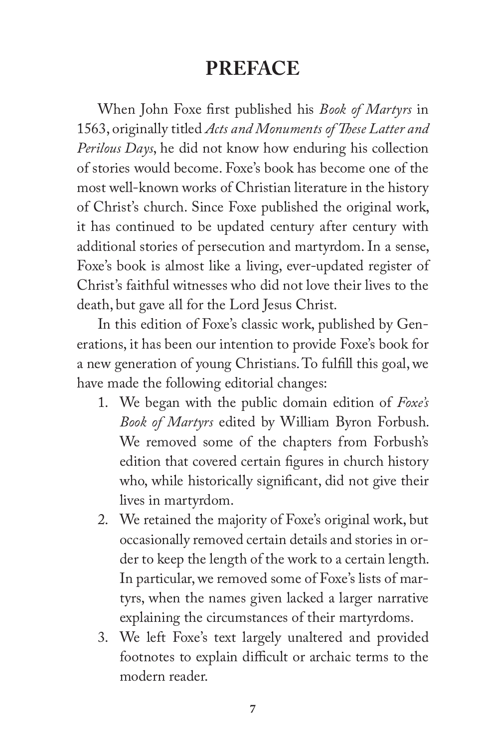# PREFACE

When John Foxe first published his *Book of Martyrs* in 1563, originally titled *Acts and Monuments of These Latter and Perilous Days*, he did not know how enduring his collection of stories would become. Foxe's book has become one of the most well-known works of Christian literature in the history of Christ's church. Since Foxe published the original work, it has continued to be updated century after century with additional stories of persecution and martyrdom. In a sense, Foxe's book is almost like a living, ever-updated register of Christ's faithful witnesses who did not love their lives to the death, but gave all for the Lord Jesus Christ.

In this edition of Foxe's classic work, published by Generations, it has been our intention to provide Foxe's book for a new generation of young Christians. To fulfill this goal, we have made the following editorial changes:

1. We began with the public domain edition of *Foxe's Book of Martyrs* edited by William Byron Forbush. We removed some of the chapters from Forbush's edition that covered certain figures in church history who, while historically significant, did not give their lives in martyrdom.
2. We retained the majority of Foxe's original work, but occasionally removed certain details and stories in order to keep the length of the work to a certain length. In particular, we removed some of Foxe's lists of martyrs, when the names given lacked a larger narrative explaining the circumstances of their martyrdoms.
3. We left Foxe's text largely unaltered and provided footnotes to explain difficult or archaic terms to the modern reader.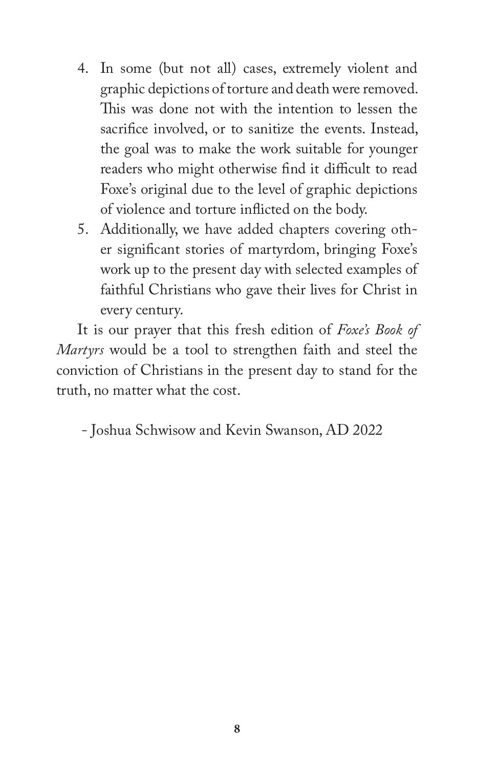4. In some (but not all) cases, extremely violent and graphic depictions of torture and death were removed. This was done not with the intention to lessen the sacrifice involved, or to sanitize the events. Instead, the goal was to make the work suitable for younger readers who might otherwise find it difficult to read Foxe's original due to the level of graphic depictions of violence and torture inflicted on the body.
5. Additionally, we have added chapters covering other significant stories of martyrdom, bringing Foxe's work up to the present day with selected examples of faithful Christians who gave their lives for Christ in every century.

It is our prayer that this fresh edition of *Foxe's Book of Martyrs* would be a tool to strengthen faith and steel the conviction of Christians in the present day to stand for the truth, no matter what the cost.

- Joshua Schwisow and Kevin Swanson, AD 2022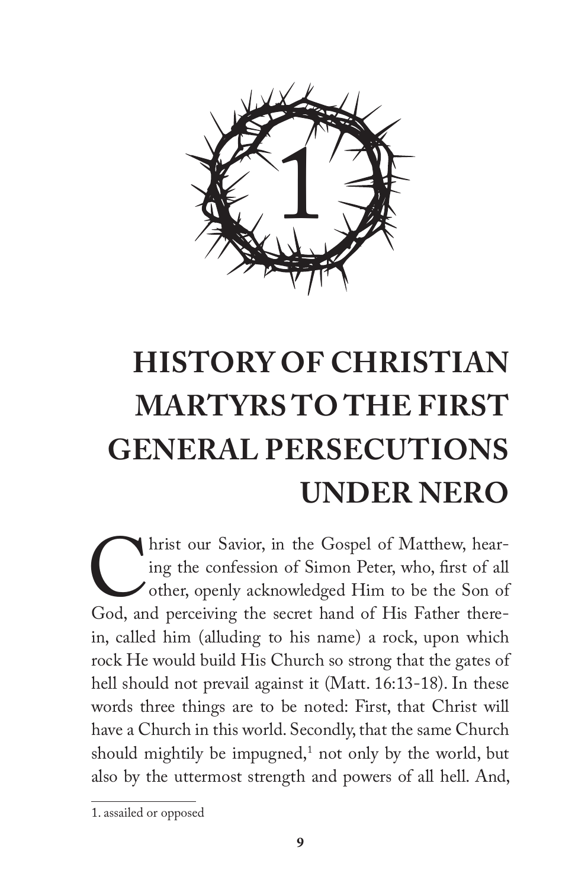# 1

# HISTORY OF CHRISTIAN MARTYRS TO THE FIRST GENERAL PERSECUTIONS UNDER NERO

Christ our Savior, in the Gospel of Matthew, hearing the confession of Simon Peter, who, first of all other, openly acknowledged Him to be the Son of God, and perceiving the secret hand of His Father therein, called him (alluding to his name) a rock, upon which rock He would build His Church so strong that the gates of hell should not prevail against it (Matt. 16:13-18). In these words three things are to be noted: First, that Christ will have a Church in this world. Secondly, that the same Church should mightily be impugned,[1] not only by the world, but also by the uttermost strength and powers of all hell. And,

1. assailed or opposed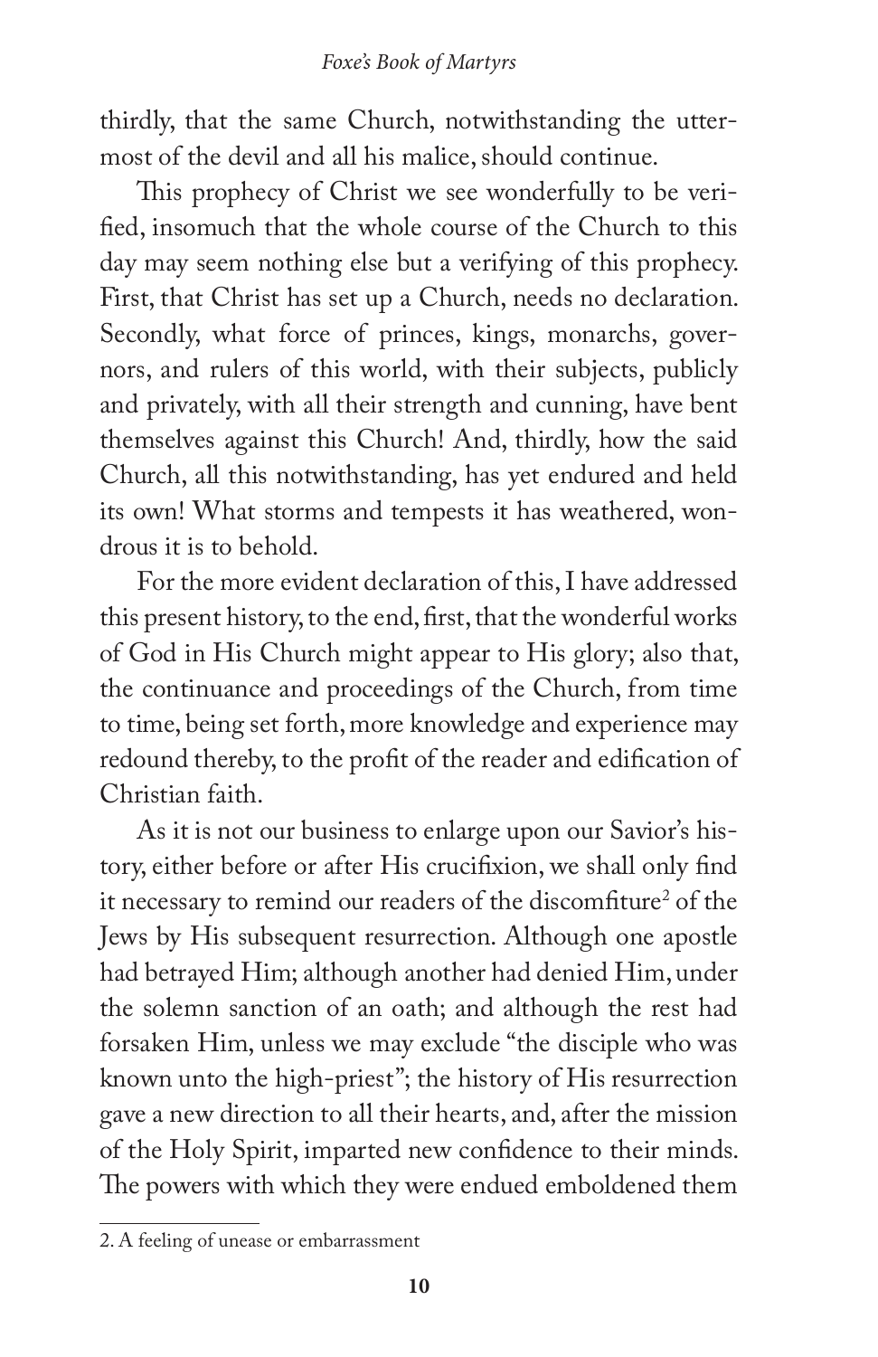thirdly, that the same Church, notwithstanding the uttermost of the devil and all his malice, should continue.

This prophecy of Christ we see wonderfully to be verified, insomuch that the whole course of the Church to this day may seem nothing else but a verifying of this prophecy. First, that Christ has set up a Church, needs no declaration. Secondly, what force of princes, kings, monarchs, governors, and rulers of this world, with their subjects, publicly and privately, with all their strength and cunning, have bent themselves against this Church! And, thirdly, how the said Church, all this notwithstanding, has yet endured and held its own! What storms and tempests it has weathered, wondrous it is to behold.

For the more evident declaration of this, I have addressed this present history, to the end, first, that the wonderful works of God in His Church might appear to His glory; also that, the continuance and proceedings of the Church, from time to time, being set forth, more knowledge and experience may redound thereby, to the profit of the reader and edification of Christian faith.

As it is not our business to enlarge upon our Savior's history, either before or after His crucifixion, we shall only find it necessary to remind our readers of the discomfiture[2] of the Jews by His subsequent resurrection. Although one apostle had betrayed Him; although another had denied Him, under the solemn sanction of an oath; and although the rest had forsaken Him, unless we may exclude "the disciple who was known unto the high-priest"; the history of His resurrection gave a new direction to all their hearts, and, after the mission of the Holy Spirit, imparted new confidence to their minds. The powers with which they were endued emboldened them

---

2. A feeling of unease or embarrassment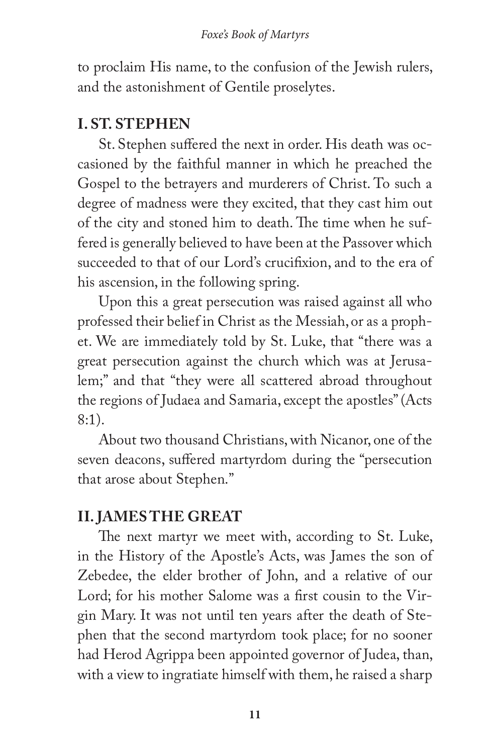to proclaim His name, to the confusion of the Jewish rulers, and the astonishment of Gentile proselytes.

## I. ST. STEPHEN

St. Stephen suffered the next in order. His death was occasioned by the faithful manner in which he preached the Gospel to the betrayers and murderers of Christ. To such a degree of madness were they excited, that they cast him out of the city and stoned him to death. The time when he suffered is generally believed to have been at the Passover which succeeded to that of our Lord's crucifixion, and to the era of his ascension, in the following spring.

Upon this a great persecution was raised against all who professed their belief in Christ as the Messiah, or as a prophet. We are immediately told by St. Luke, that "there was a great persecution against the church which was at Jerusalem;" and that "they were all scattered abroad throughout the regions of Judaea and Samaria, except the apostles" (Acts 8:1).

About two thousand Christians, with Nicanor, one of the seven deacons, suffered martyrdom during the "persecution that arose about Stephen."

## II. JAMES THE GREAT

The next martyr we meet with, according to St. Luke, in the History of the Apostle's Acts, was James the son of Zebedee, the elder brother of John, and a relative of our Lord; for his mother Salome was a first cousin to the Virgin Mary. It was not until ten years after the death of Stephen that the second martyrdom took place; for no sooner had Herod Agrippa been appointed governor of Judea, than, with a view to ingratiate himself with them, he raised a sharp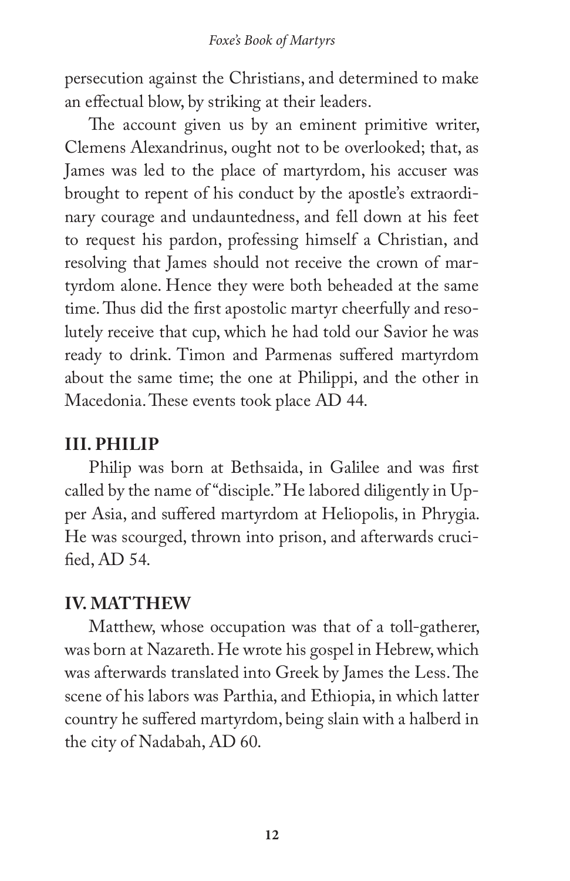persecution against the Christians, and determined to make an effectual blow, by striking at their leaders.

The account given us by an eminent primitive writer, Clemens Alexandrinus, ought not to be overlooked; that, as James was led to the place of martyrdom, his accuser was brought to repent of his conduct by the apostle's extraordinary courage and undauntedness, and fell down at his feet to request his pardon, professing himself a Christian, and resolving that James should not receive the crown of martyrdom alone. Hence they were both beheaded at the same time. Thus did the first apostolic martyr cheerfully and resolutely receive that cup, which he had told our Savior he was ready to drink. Timon and Parmenas suffered martyrdom about the same time; the one at Philippi, and the other in Macedonia. These events took place AD 44.

## III. PHILIP

Philip was born at Bethsaida, in Galilee and was first called by the name of "disciple." He labored diligently in Upper Asia, and suffered martyrdom at Heliopolis, in Phrygia. He was scourged, thrown into prison, and afterwards crucified, AD 54.

## IV. MATTHEW

Matthew, whose occupation was that of a toll-gatherer, was born at Nazareth. He wrote his gospel in Hebrew, which was afterwards translated into Greek by James the Less. The scene of his labors was Parthia, and Ethiopia, in which latter country he suffered martyrdom, being slain with a halberd in the city of Nadabah, AD 60.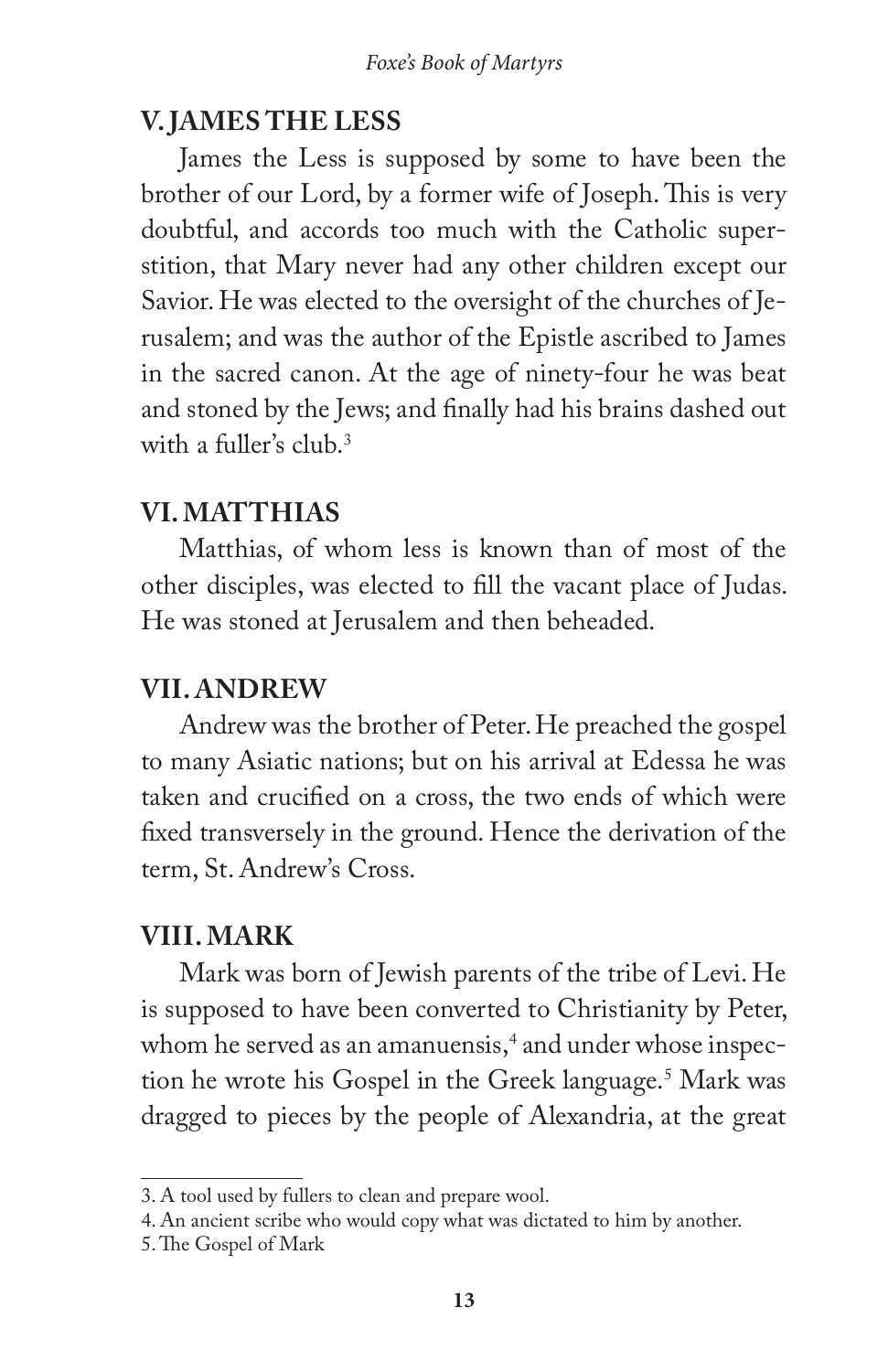## V. JAMES THE LESS

James the Less is supposed by some to have been the brother of our Lord, by a former wife of Joseph. This is very doubtful, and accords too much with the Catholic superstition, that Mary never had any other children except our Savior. He was elected to the oversight of the churches of Jerusalem; and was the author of the Epistle ascribed to James in the sacred canon. At the age of ninety-four he was beat and stoned by the Jews; and finally had his brains dashed out with a fuller's club.[3]

## VI. MATTHIAS

Matthias, of whom less is known than of most of the other disciples, was elected to fill the vacant place of Judas. He was stoned at Jerusalem and then beheaded.

## VII. ANDREW

Andrew was the brother of Peter. He preached the gospel to many Asiatic nations; but on his arrival at Edessa he was taken and crucified on a cross, the two ends of which were fixed transversely in the ground. Hence the derivation of the term, St. Andrew's Cross.

## VIII. MARK

Mark was born of Jewish parents of the tribe of Levi. He is supposed to have been converted to Christianity by Peter, whom he served as an amanuensis,[4] and under whose inspection he wrote his Gospel in the Greek language.[5] Mark was dragged to pieces by the people of Alexandria, at the great

---

3. A tool used by fullers to clean and prepare wool.
4. An ancient scribe who would copy what was dictated to him by another.
5. The Gospel of Mark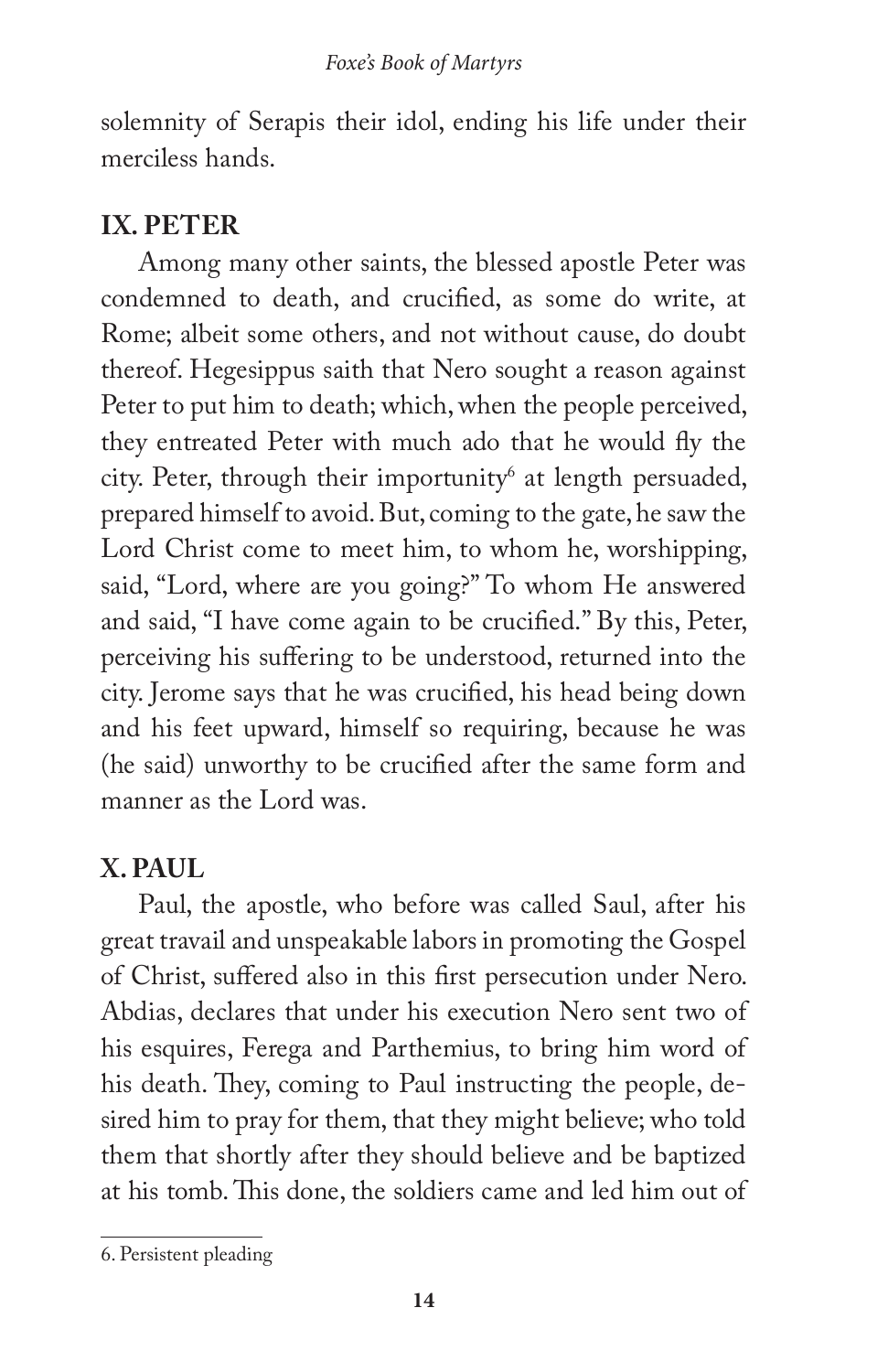solemnity of Serapis their idol, ending his life under their merciless hands.

## IX. PETER

Among many other saints, the blessed apostle Peter was condemned to death, and crucified, as some do write, at Rome; albeit some others, and not without cause, do doubt thereof. Hegesippus saith that Nero sought a reason against Peter to put him to death; which, when the people perceived, they entreated Peter with much ado that he would fly the city. Peter, through their importunity[6] at length persuaded, prepared himself to avoid. But, coming to the gate, he saw the Lord Christ come to meet him, to whom he, worshipping, said, "Lord, where are you going?" To whom He answered and said, "I have come again to be crucified." By this, Peter, perceiving his suffering to be understood, returned into the city. Jerome says that he was crucified, his head being down and his feet upward, himself so requiring, because he was (he said) unworthy to be crucified after the same form and manner as the Lord was.

## X. PAUL

Paul, the apostle, who before was called Saul, after his great travail and unspeakable labors in promoting the Gospel of Christ, suffered also in this first persecution under Nero. Abdias, declares that under his execution Nero sent two of his esquires, Ferega and Parthemius, to bring him word of his death. They, coming to Paul instructing the people, desired him to pray for them, that they might believe; who told them that shortly after they should believe and be baptized at his tomb. This done, the soldiers came and led him out of

---

6. Persistent pleading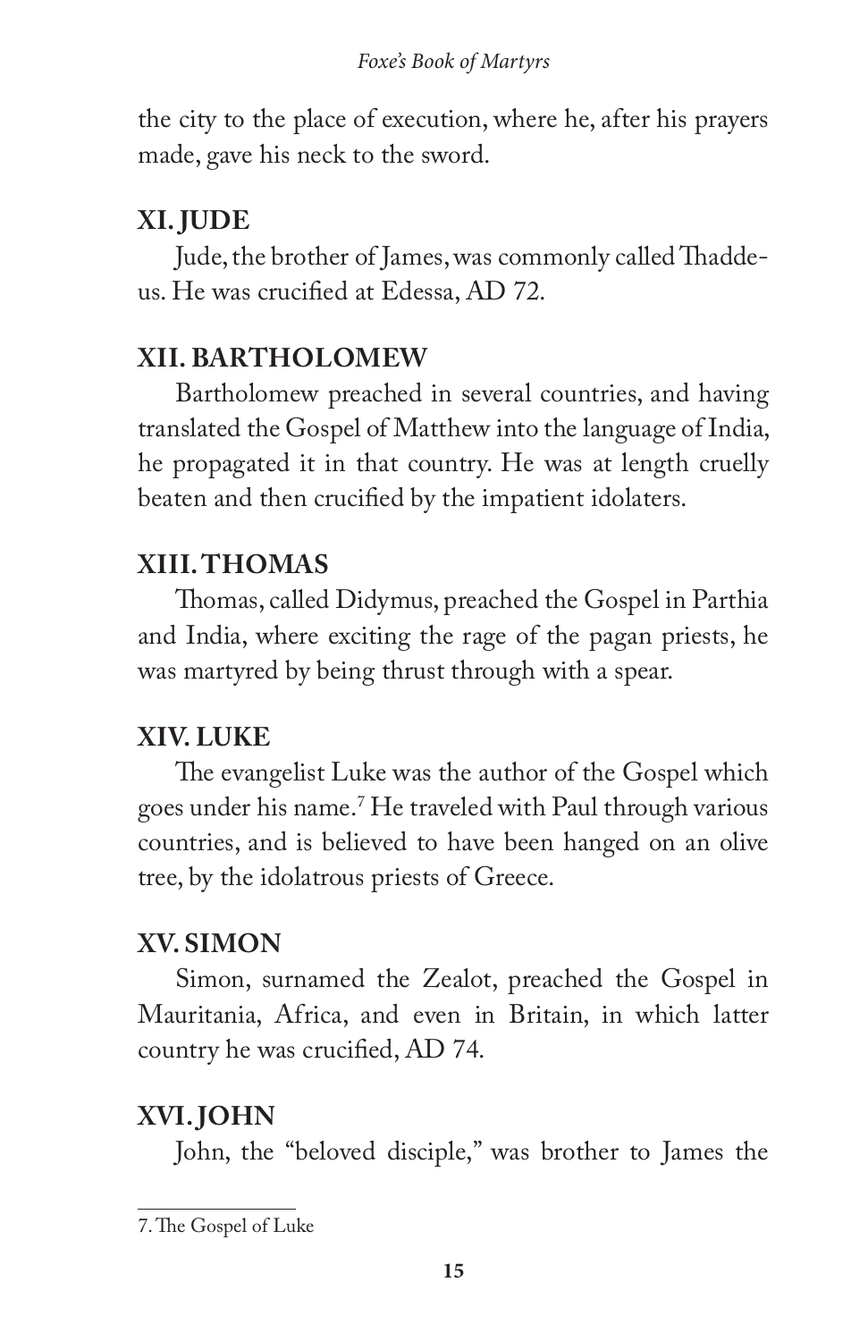the city to the place of execution, where he, after his prayers made, gave his neck to the sword.

## XI. JUDE

Jude, the brother of James, was commonly called Thaddeus. He was crucified at Edessa, AD 72.

## XII. BARTHOLOMEW

Bartholomew preached in several countries, and having translated the Gospel of Matthew into the language of India, he propagated it in that country. He was at length cruelly beaten and then crucified by the impatient idolaters.

## XIII. THOMAS

Thomas, called Didymus, preached the Gospel in Parthia and India, where exciting the rage of the pagan priests, he was martyred by being thrust through with a spear.

## XIV. LUKE

The evangelist Luke was the author of the Gospel which goes under his name.[7] He traveled with Paul through various countries, and is believed to have been hanged on an olive tree, by the idolatrous priests of Greece.

## XV. SIMON

Simon, surnamed the Zealot, preached the Gospel in Mauritania, Africa, and even in Britain, in which latter country he was crucified, AD 74.

## XVI. JOHN

John, the "beloved disciple," was brother to James the

---

7. The Gospel of Luke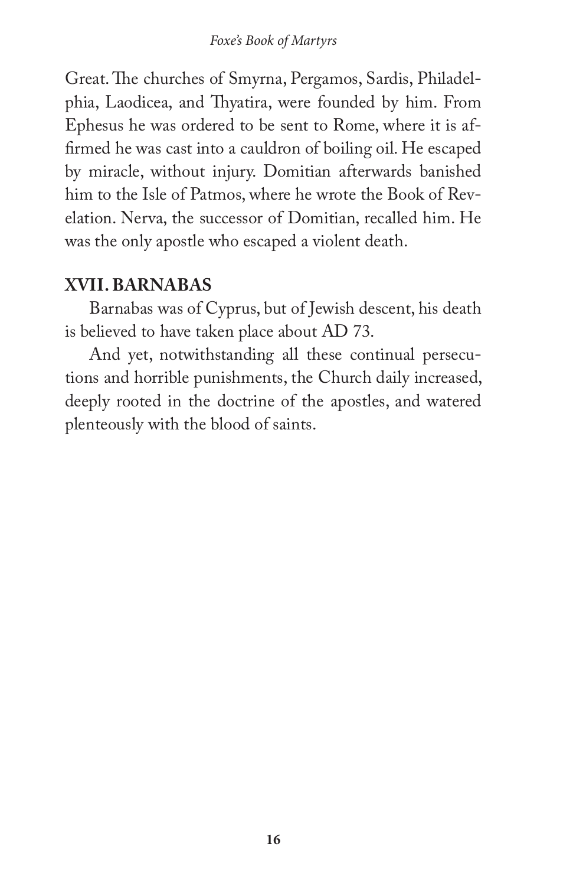Great. The churches of Smyrna, Pergamos, Sardis, Philadelphia, Laodicea, and Thyatira, were founded by him. From Ephesus he was ordered to be sent to Rome, where it is affirmed he was cast into a cauldron of boiling oil. He escaped by miracle, without injury. Domitian afterwards banished him to the Isle of Patmos, where he wrote the Book of Revelation. Nerva, the successor of Domitian, recalled him. He was the only apostle who escaped a violent death.

## XVII. BARNABAS

Barnabas was of Cyprus, but of Jewish descent, his death is believed to have taken place about AD 73.

And yet, notwithstanding all these continual persecutions and horrible punishments, the Church daily increased, deeply rooted in the doctrine of the apostles, and watered plenteously with the blood of saints.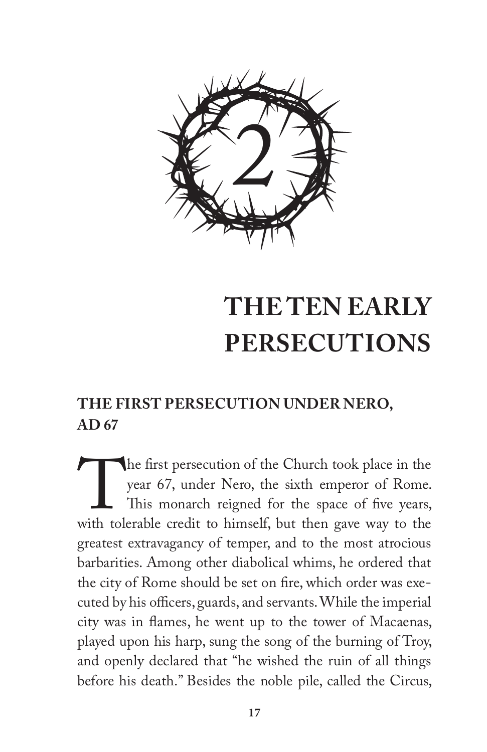# 2

# THE TEN EARLY PERSECUTIONS

## THE FIRST PERSECUTION UNDER NERO, AD 67

The first persecution of the Church took place in the year 67, under Nero, the sixth emperor of Rome. This monarch reigned for the space of five years, with tolerable credit to himself, but then gave way to the greatest extravagancy of temper, and to the most atrocious barbarities. Among other diabolical whims, he ordered that the city of Rome should be set on fire, which order was executed by his officers, guards, and servants. While the imperial city was in flames, he went up to the tower of Macaenas, played upon his harp, sung the song of the burning of Troy, and openly declared that "he wished the ruin of all things before his death." Besides the noble pile, called the Circus,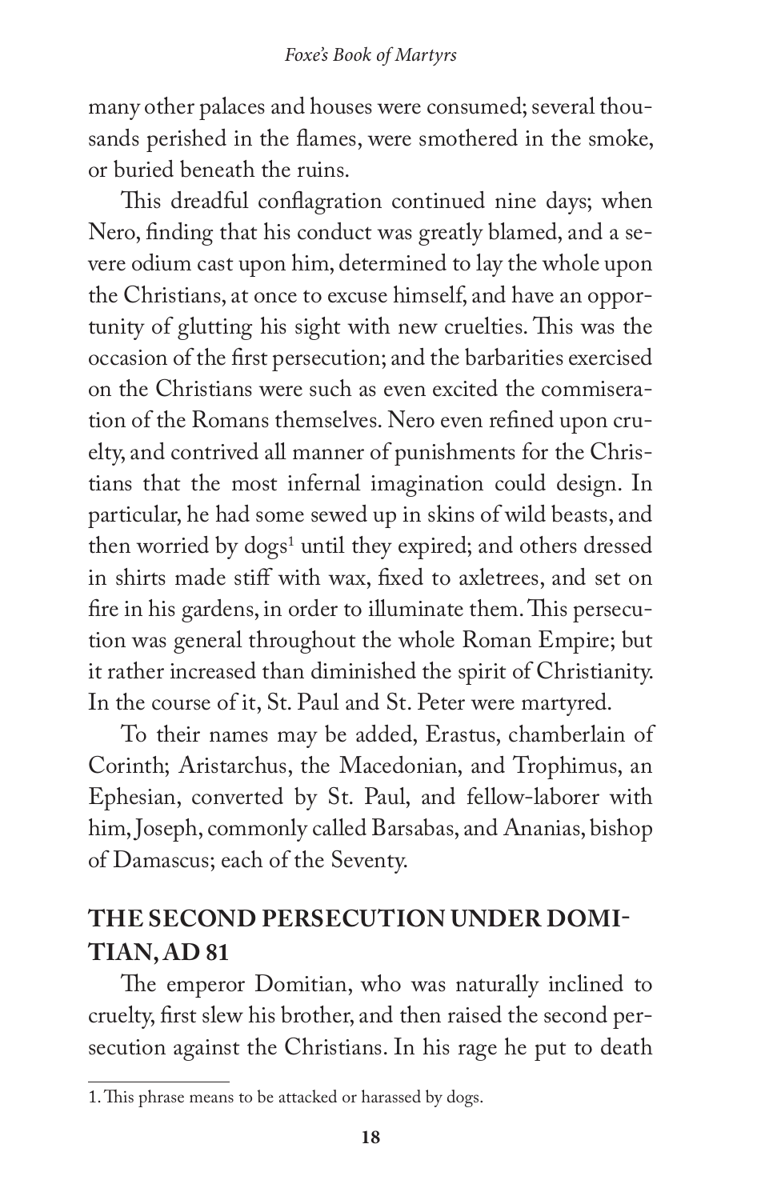many other palaces and houses were consumed; several thousands perished in the flames, were smothered in the smoke, or buried beneath the ruins.

This dreadful conflagration continued nine days; when Nero, finding that his conduct was greatly blamed, and a severe odium cast upon him, determined to lay the whole upon the Christians, at once to excuse himself, and have an opportunity of glutting his sight with new cruelties. This was the occasion of the first persecution; and the barbarities exercised on the Christians were such as even excited the commiseration of the Romans themselves. Nero even refined upon cruelty, and contrived all manner of punishments for the Christians that the most infernal imagination could design. In particular, he had some sewed up in skins of wild beasts, and then worried by dogs[1] until they expired; and others dressed in shirts made stiff with wax, fixed to axletrees, and set on fire in his gardens, in order to illuminate them. This persecution was general throughout the whole Roman Empire; but it rather increased than diminished the spirit of Christianity. In the course of it, St. Paul and St. Peter were martyred.

To their names may be added, Erastus, chamberlain of Corinth; Aristarchus, the Macedonian, and Trophimus, an Ephesian, converted by St. Paul, and fellow-laborer with him, Joseph, commonly called Barsabas, and Ananias, bishop of Damascus; each of the Seventy.

## THE SECOND PERSECUTION UNDER DOMITIAN, AD 81

The emperor Domitian, who was naturally inclined to cruelty, first slew his brother, and then raised the second persecution against the Christians. In his rage he put to death

1. This phrase means to be attacked or harassed by dogs.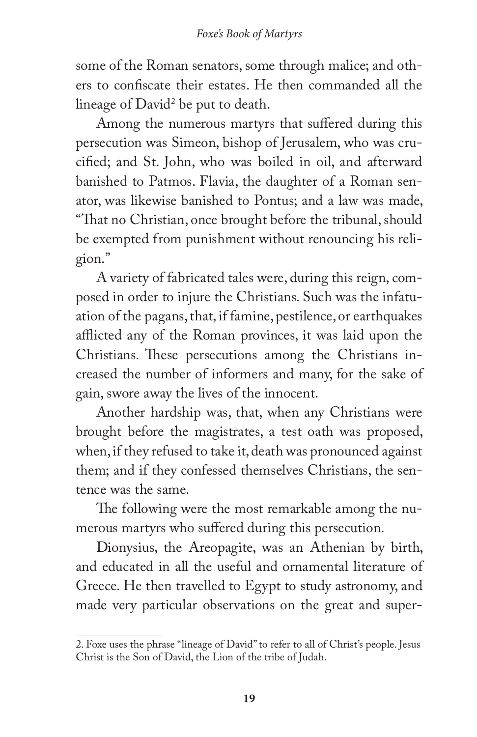some of the Roman senators, some through malice; and others to confiscate their estates. He then commanded all the lineage of David[2] be put to death.

Among the numerous martyrs that suffered during this persecution was Simeon, bishop of Jerusalem, who was crucified; and St. John, who was boiled in oil, and afterward banished to Patmos. Flavia, the daughter of a Roman senator, was likewise banished to Pontus; and a law was made, "That no Christian, once brought before the tribunal, should be exempted from punishment without renouncing his religion."

A variety of fabricated tales were, during this reign, composed in order to injure the Christians. Such was the infatuation of the pagans, that, if famine, pestilence, or earthquakes afflicted any of the Roman provinces, it was laid upon the Christians. These persecutions among the Christians increased the number of informers and many, for the sake of gain, swore away the lives of the innocent.

Another hardship was, that, when any Christians were brought before the magistrates, a test oath was proposed, when, if they refused to take it, death was pronounced against them; and if they confessed themselves Christians, the sentence was the same.

The following were the most remarkable among the numerous martyrs who suffered during this persecution.

Dionysius, the Areopagite, was an Athenian by birth, and educated in all the useful and ornamental literature of Greece. He then travelled to Egypt to study astronomy, and made very particular observations on the great and super-

---

2. Foxe uses the phrase "lineage of David" to refer to all of Christ's people. Jesus Christ is the Son of David, the Lion of the tribe of Judah.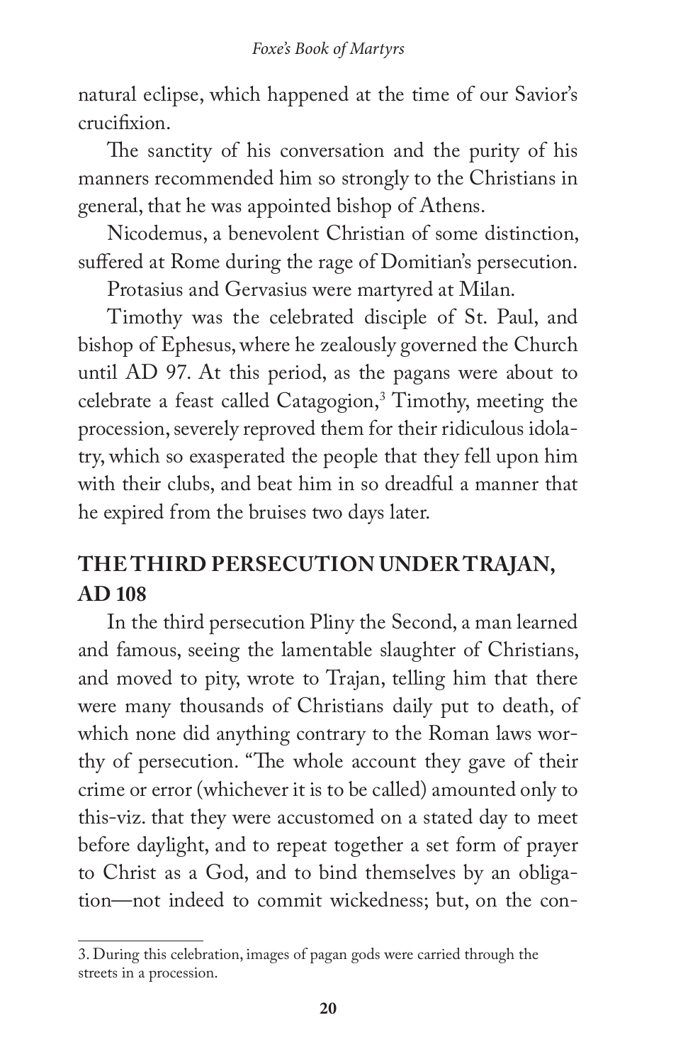natural eclipse, which happened at the time of our Savior's crucifixion.

The sanctity of his conversation and the purity of his manners recommended him so strongly to the Christians in general, that he was appointed bishop of Athens.

Nicodemus, a benevolent Christian of some distinction, suffered at Rome during the rage of Domitian's persecution.

Protasius and Gervasius were martyred at Milan.

Timothy was the celebrated disciple of St. Paul, and bishop of Ephesus, where he zealously governed the Church until AD 97. At this period, as the pagans were about to celebrate a feast called Catagogion,[3] Timothy, meeting the procession, severely reproved them for their ridiculous idolatry, which so exasperated the people that they fell upon him with their clubs, and beat him in so dreadful a manner that he expired from the bruises two days later.

## THE THIRD PERSECUTION UNDER TRAJAN, AD 108

In the third persecution Pliny the Second, a man learned and famous, seeing the lamentable slaughter of Christians, and moved to pity, wrote to Trajan, telling him that there were many thousands of Christians daily put to death, of which none did anything contrary to the Roman laws worthy of persecution. "The whole account they gave of their crime or error (whichever it is to be called) amounted only to this-viz. that they were accustomed on a stated day to meet before daylight, and to repeat together a set form of prayer to Christ as a God, and to bind themselves by an obligation—not indeed to commit wickedness; but, on the con-

---

3. During this celebration, images of pagan gods were carried through the streets in a procession.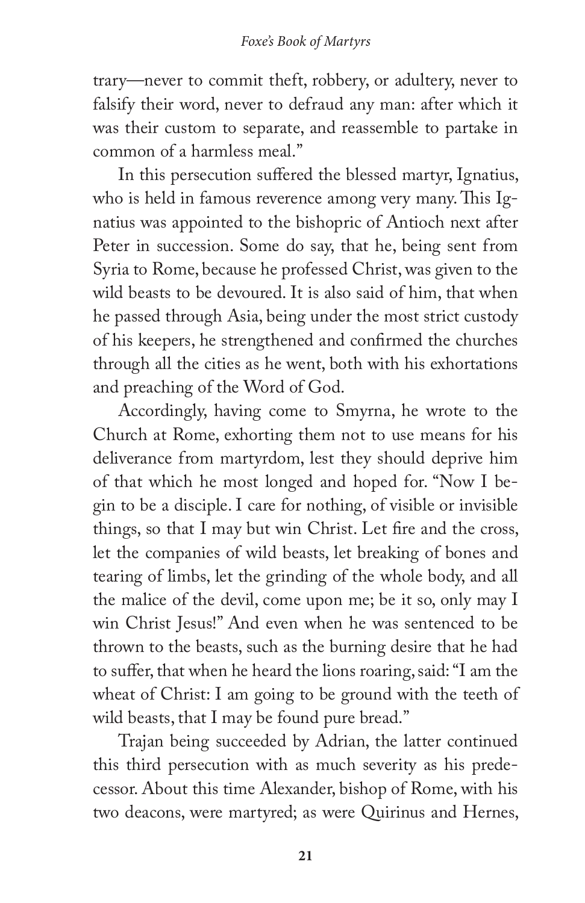trary—never to commit theft, robbery, or adultery, never to falsify their word, never to defraud any man: after which it was their custom to separate, and reassemble to partake in common of a harmless meal."

In this persecution suffered the blessed martyr, Ignatius, who is held in famous reverence among very many. This Ignatius was appointed to the bishopric of Antioch next after Peter in succession. Some do say, that he, being sent from Syria to Rome, because he professed Christ, was given to the wild beasts to be devoured. It is also said of him, that when he passed through Asia, being under the most strict custody of his keepers, he strengthened and confirmed the churches through all the cities as he went, both with his exhortations and preaching of the Word of God.

Accordingly, having come to Smyrna, he wrote to the Church at Rome, exhorting them not to use means for his deliverance from martyrdom, lest they should deprive him of that which he most longed and hoped for. "Now I begin to be a disciple. I care for nothing, of visible or invisible things, so that I may but win Christ. Let fire and the cross, let the companies of wild beasts, let breaking of bones and tearing of limbs, let the grinding of the whole body, and all the malice of the devil, come upon me; be it so, only may I win Christ Jesus!" And even when he was sentenced to be thrown to the beasts, such as the burning desire that he had to suffer, that when he heard the lions roaring, said: "I am the wheat of Christ: I am going to be ground with the teeth of wild beasts, that I may be found pure bread."

Trajan being succeeded by Adrian, the latter continued this third persecution with as much severity as his predecessor. About this time Alexander, bishop of Rome, with his two deacons, were martyred; as were Quirinus and Hernes,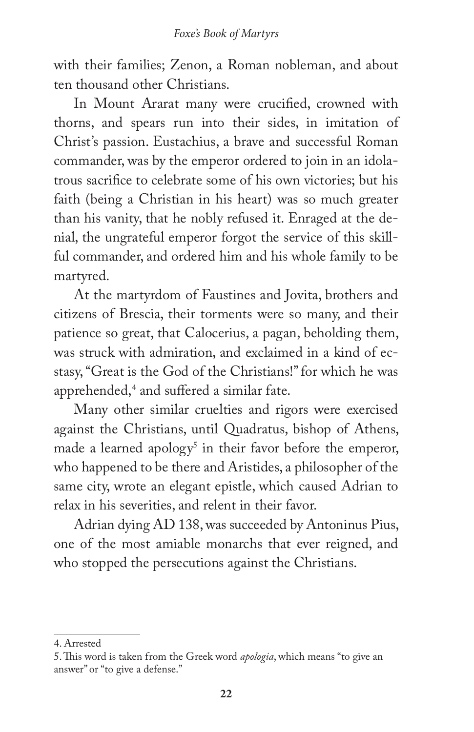with their families; Zenon, a Roman nobleman, and about ten thousand other Christians.

In Mount Ararat many were crucified, crowned with thorns, and spears run into their sides, in imitation of Christ's passion. Eustachius, a brave and successful Roman commander, was by the emperor ordered to join in an idolatrous sacrifice to celebrate some of his own victories; but his faith (being a Christian in his heart) was so much greater than his vanity, that he nobly refused it. Enraged at the denial, the ungrateful emperor forgot the service of this skillful commander, and ordered him and his whole family to be martyred.

At the martyrdom of Faustines and Jovita, brothers and citizens of Brescia, their torments were so many, and their patience so great, that Calocerius, a pagan, beholding them, was struck with admiration, and exclaimed in a kind of ecstasy, "Great is the God of the Christians!" for which he was apprehended,[4] and suffered a similar fate.

Many other similar cruelties and rigors were exercised against the Christians, until Quadratus, bishop of Athens, made a learned apology[5] in their favor before the emperor, who happened to be there and Aristides, a philosopher of the same city, wrote an elegant epistle, which caused Adrian to relax in his severities, and relent in their favor.

Adrian dying AD 138, was succeeded by Antoninus Pius, one of the most amiable monarchs that ever reigned, and who stopped the persecutions against the Christians.

---

4. Arrested

5. This word is taken from the Greek word *apologia*, which means "to give an answer" or "to give a defense."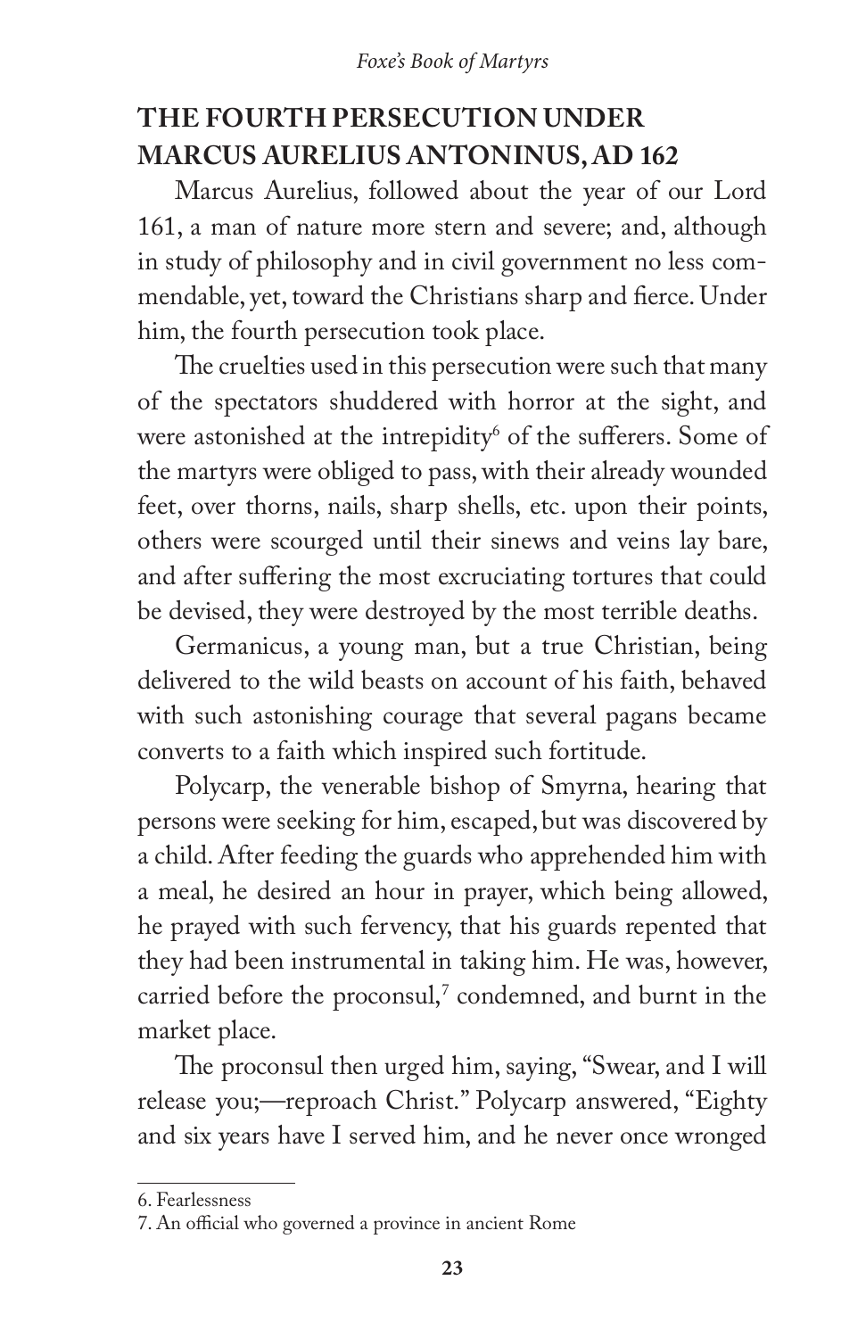## THE FOURTH PERSECUTION UNDER MARCUS AURELIUS ANTONINUS, AD 162

Marcus Aurelius, followed about the year of our Lord 161, a man of nature more stern and severe; and, although in study of philosophy and in civil government no less commendable, yet, toward the Christians sharp and fierce. Under him, the fourth persecution took place.

The cruelties used in this persecution were such that many of the spectators shuddered with horror at the sight, and were astonished at the intrepidity[6] of the sufferers. Some of the martyrs were obliged to pass, with their already wounded feet, over thorns, nails, sharp shells, etc. upon their points, others were scourged until their sinews and veins lay bare, and after suffering the most excruciating tortures that could be devised, they were destroyed by the most terrible deaths.

Germanicus, a young man, but a true Christian, being delivered to the wild beasts on account of his faith, behaved with such astonishing courage that several pagans became converts to a faith which inspired such fortitude.

Polycarp, the venerable bishop of Smyrna, hearing that persons were seeking for him, escaped, but was discovered by a child. After feeding the guards who apprehended him with a meal, he desired an hour in prayer, which being allowed, he prayed with such fervency, that his guards repented that they had been instrumental in taking him. He was, however, carried before the proconsul,[7] condemned, and burnt in the market place.

The proconsul then urged him, saying, "Swear, and I will release you;—reproach Christ." Polycarp answered, "Eighty and six years have I served him, and he never once wronged

---

6. Fearlessness

7. An official who governed a province in ancient Rome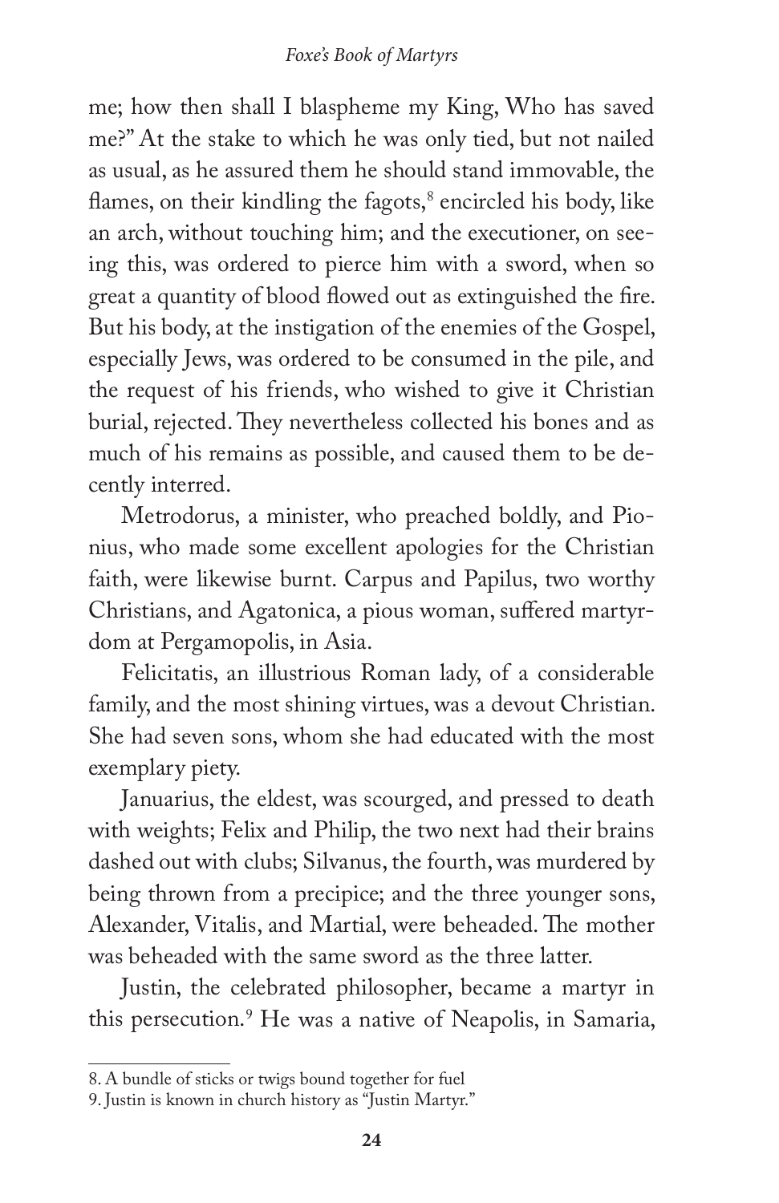me; how then shall I blaspheme my King, Who has saved me?" At the stake to which he was only tied, but not nailed as usual, as he assured them he should stand immovable, the flames, on their kindling the fagots,[8] encircled his body, like an arch, without touching him; and the executioner, on seeing this, was ordered to pierce him with a sword, when so great a quantity of blood flowed out as extinguished the fire. But his body, at the instigation of the enemies of the Gospel, especially Jews, was ordered to be consumed in the pile, and the request of his friends, who wished to give it Christian burial, rejected. They nevertheless collected his bones and as much of his remains as possible, and caused them to be decently interred.

Metrodorus, a minister, who preached boldly, and Pionius, who made some excellent apologies for the Christian faith, were likewise burnt. Carpus and Papilus, two worthy Christians, and Agatonica, a pious woman, suffered martyrdom at Pergamopolis, in Asia.

Felicitatis, an illustrious Roman lady, of a considerable family, and the most shining virtues, was a devout Christian. She had seven sons, whom she had educated with the most exemplary piety.

Januarius, the eldest, was scourged, and pressed to death with weights; Felix and Philip, the two next had their brains dashed out with clubs; Silvanus, the fourth, was murdered by being thrown from a precipice; and the three younger sons, Alexander, Vitalis, and Martial, were beheaded. The mother was beheaded with the same sword as the three latter.

Justin, the celebrated philosopher, became a martyr in this persecution.[9] He was a native of Neapolis, in Samaria,

---

8. A bundle of sticks or twigs bound together for fuel

9. Justin is known in church history as "Justin Martyr."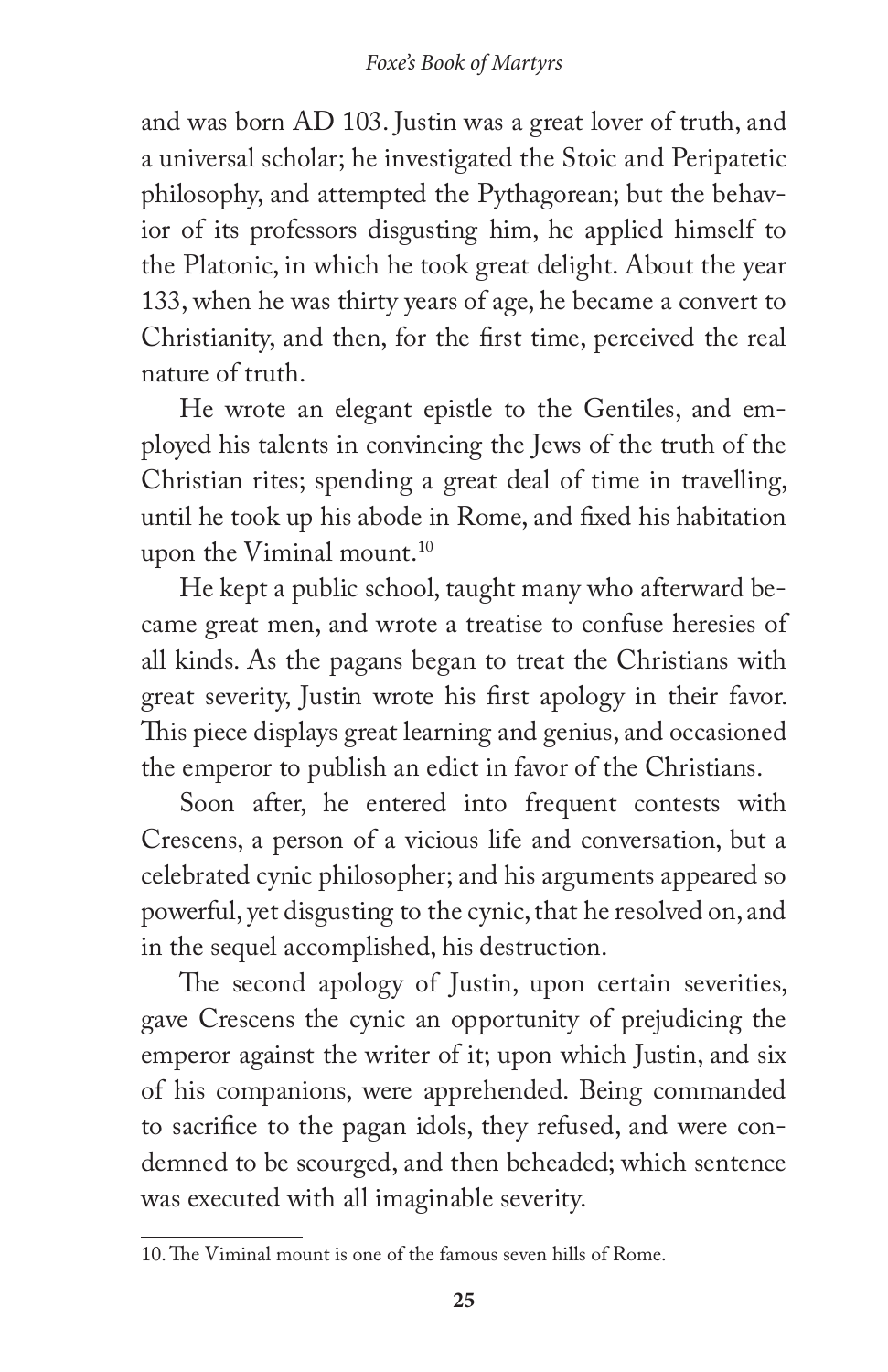and was born AD 103. Justin was a great lover of truth, and a universal scholar; he investigated the Stoic and Peripatetic philosophy, and attempted the Pythagorean; but the behavior of its professors disgusting him, he applied himself to the Platonic, in which he took great delight. About the year 133, when he was thirty years of age, he became a convert to Christianity, and then, for the first time, perceived the real nature of truth.

He wrote an elegant epistle to the Gentiles, and employed his talents in convincing the Jews of the truth of the Christian rites; spending a great deal of time in travelling, until he took up his abode in Rome, and fixed his habitation upon the Viminal mount.[10]

He kept a public school, taught many who afterward became great men, and wrote a treatise to confuse heresies of all kinds. As the pagans began to treat the Christians with great severity, Justin wrote his first apology in their favor. This piece displays great learning and genius, and occasioned the emperor to publish an edict in favor of the Christians.

Soon after, he entered into frequent contests with Crescens, a person of a vicious life and conversation, but a celebrated cynic philosopher; and his arguments appeared so powerful, yet disgusting to the cynic, that he resolved on, and in the sequel accomplished, his destruction.

The second apology of Justin, upon certain severities, gave Crescens the cynic an opportunity of prejudicing the emperor against the writer of it; upon which Justin, and six of his companions, were apprehended. Being commanded to sacrifice to the pagan idols, they refused, and were condemned to be scourged, and then beheaded; which sentence was executed with all imaginable severity.

---

10. The Viminal mount is one of the famous seven hills of Rome.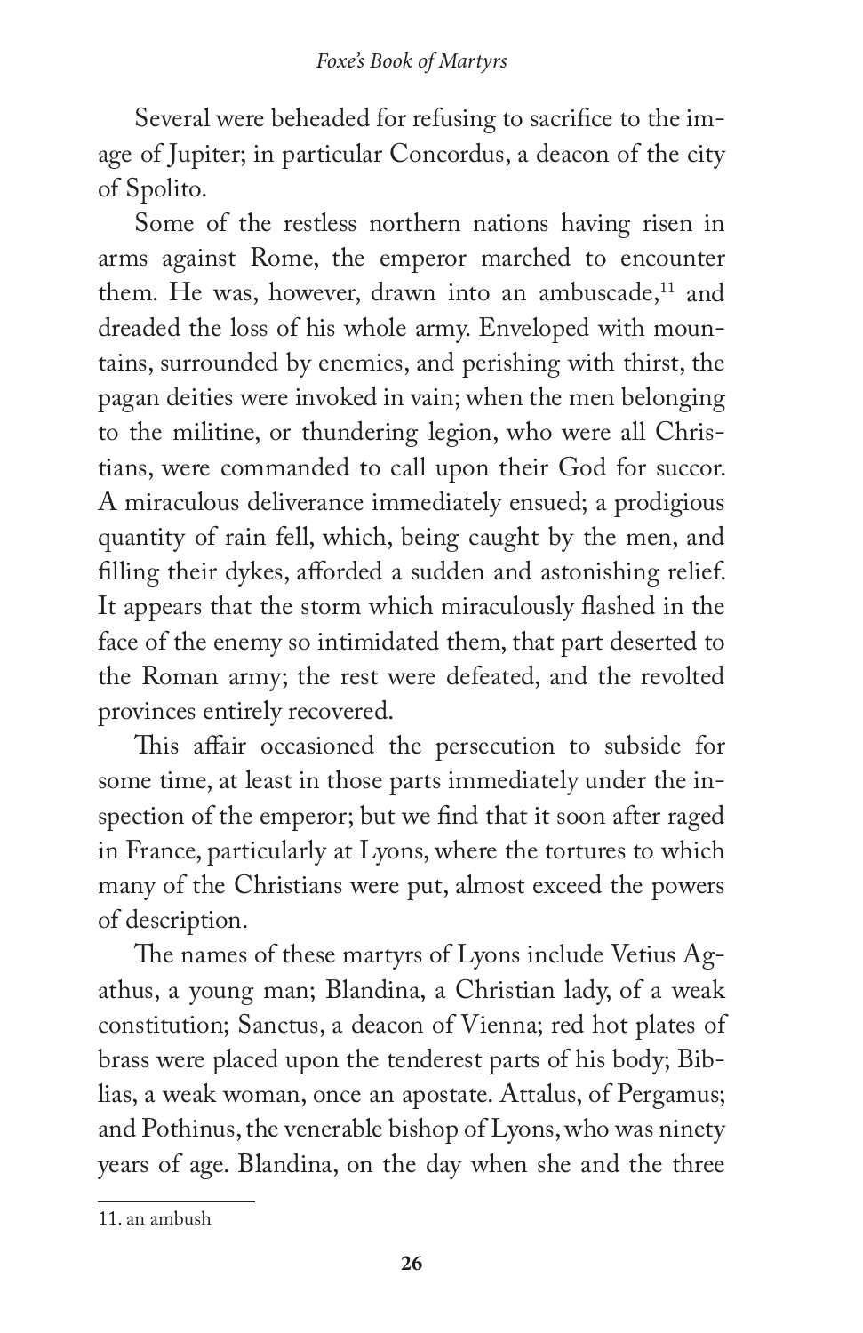Several were beheaded for refusing to sacrifice to the image of Jupiter; in particular Concordus, a deacon of the city of Spolito.

Some of the restless northern nations having risen in arms against Rome, the emperor marched to encounter them. He was, however, drawn into an ambuscade,[11] and dreaded the loss of his whole army. Enveloped with mountains, surrounded by enemies, and perishing with thirst, the pagan deities were invoked in vain; when the men belonging to the militine, or thundering legion, who were all Christians, were commanded to call upon their God for succor. A miraculous deliverance immediately ensued; a prodigious quantity of rain fell, which, being caught by the men, and filling their dykes, afforded a sudden and astonishing relief. It appears that the storm which miraculously flashed in the face of the enemy so intimidated them, that part deserted to the Roman army; the rest were defeated, and the revolted provinces entirely recovered.

This affair occasioned the persecution to subside for some time, at least in those parts immediately under the inspection of the emperor; but we find that it soon after raged in France, particularly at Lyons, where the tortures to which many of the Christians were put, almost exceed the powers of description.

The names of these martyrs of Lyons include Vetius Agathus, a young man; Blandina, a Christian lady, of a weak constitution; Sanctus, a deacon of Vienna; red hot plates of brass were placed upon the tenderest parts of his body; Biblias, a weak woman, once an apostate. Attalus, of Pergamus; and Pothinus, the venerable bishop of Lyons, who was ninety years of age. Blandina, on the day when she and the three

---

11. an ambush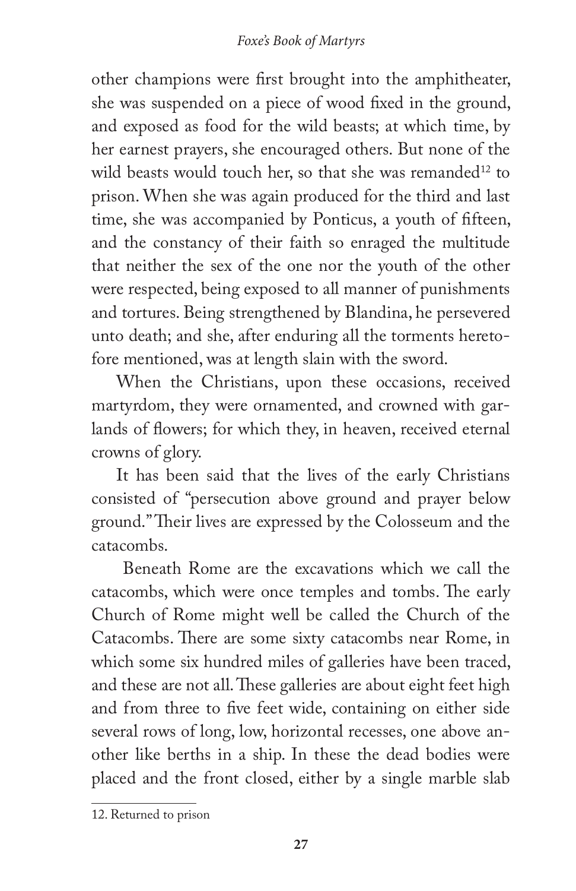other champions were first brought into the amphitheater, she was suspended on a piece of wood fixed in the ground, and exposed as food for the wild beasts; at which time, by her earnest prayers, she encouraged others. But none of the wild beasts would touch her, so that she was remanded[12] to prison. When she was again produced for the third and last time, she was accompanied by Ponticus, a youth of fifteen, and the constancy of their faith so enraged the multitude that neither the sex of the one nor the youth of the other were respected, being exposed to all manner of punishments and tortures. Being strengthened by Blandina, he persevered unto death; and she, after enduring all the torments heretofore mentioned, was at length slain with the sword.

When the Christians, upon these occasions, received martyrdom, they were ornamented, and crowned with garlands of flowers; for which they, in heaven, received eternal crowns of glory.

It has been said that the lives of the early Christians consisted of "persecution above ground and prayer below ground." Their lives are expressed by the Colosseum and the catacombs.

Beneath Rome are the excavations which we call the catacombs, which were once temples and tombs. The early Church of Rome might well be called the Church of the Catacombs. There are some sixty catacombs near Rome, in which some six hundred miles of galleries have been traced, and these are not all. These galleries are about eight feet high and from three to five feet wide, containing on either side several rows of long, low, horizontal recesses, one above another like berths in a ship. In these the dead bodies were placed and the front closed, either by a single marble slab

---

12. Returned to prison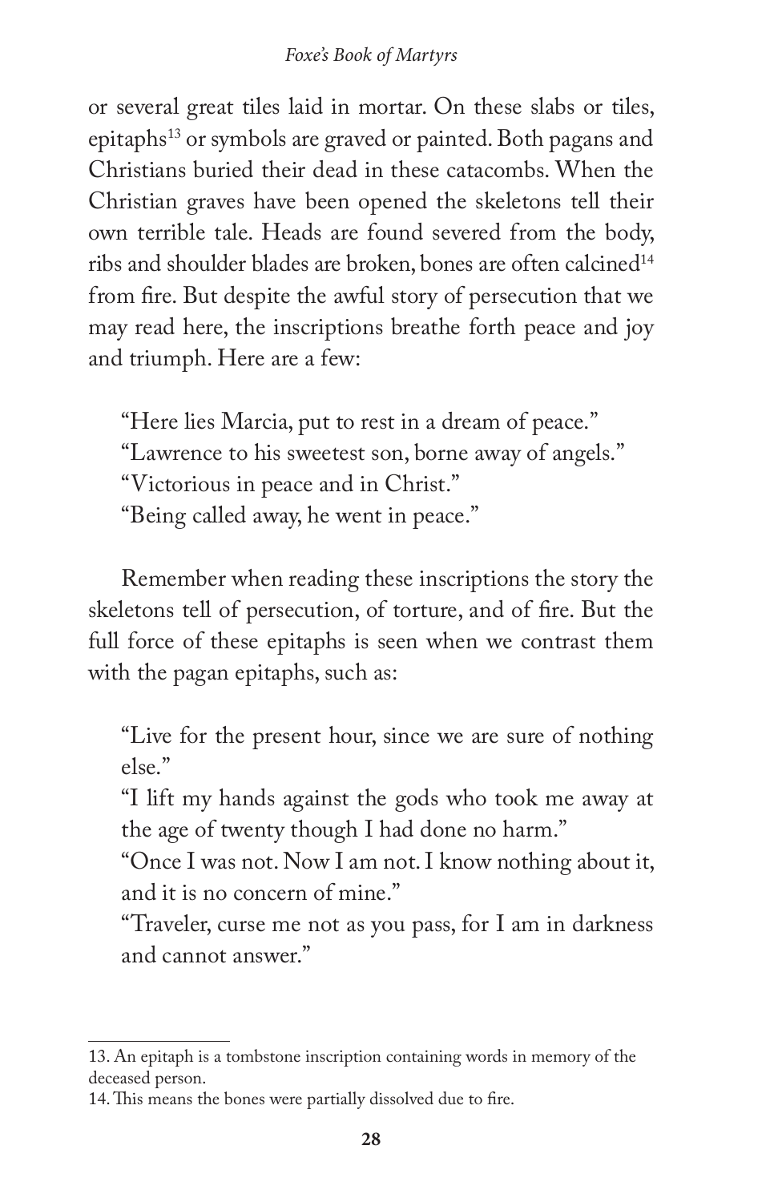or several great tiles laid in mortar. On these slabs or tiles, epitaphs[13] or symbols are graved or painted. Both pagans and Christians buried their dead in these catacombs. When the Christian graves have been opened the skeletons tell their own terrible tale. Heads are found severed from the body, ribs and shoulder blades are broken, bones are often calcined[14] from fire. But despite the awful story of persecution that we may read here, the inscriptions breathe forth peace and joy and triumph. Here are a few:

> "Here lies Marcia, put to rest in a dream of peace."
> "Lawrence to his sweetest son, borne away of angels."
> "Victorious in peace and in Christ."
> "Being called away, he went in peace."

Remember when reading these inscriptions the story the skeletons tell of persecution, of torture, and of fire. But the full force of these epitaphs is seen when we contrast them with the pagan epitaphs, such as:

> "Live for the present hour, since we are sure of nothing else."
> "I lift my hands against the gods who took me away at the age of twenty though I had done no harm."
> "Once I was not. Now I am not. I know nothing about it, and it is no concern of mine."
> "Traveler, curse me not as you pass, for I am in darkness and cannot answer."

---

13. An epitaph is a tombstone inscription containing words in memory of the deceased person.

14. This means the bones were partially dissolved due to fire.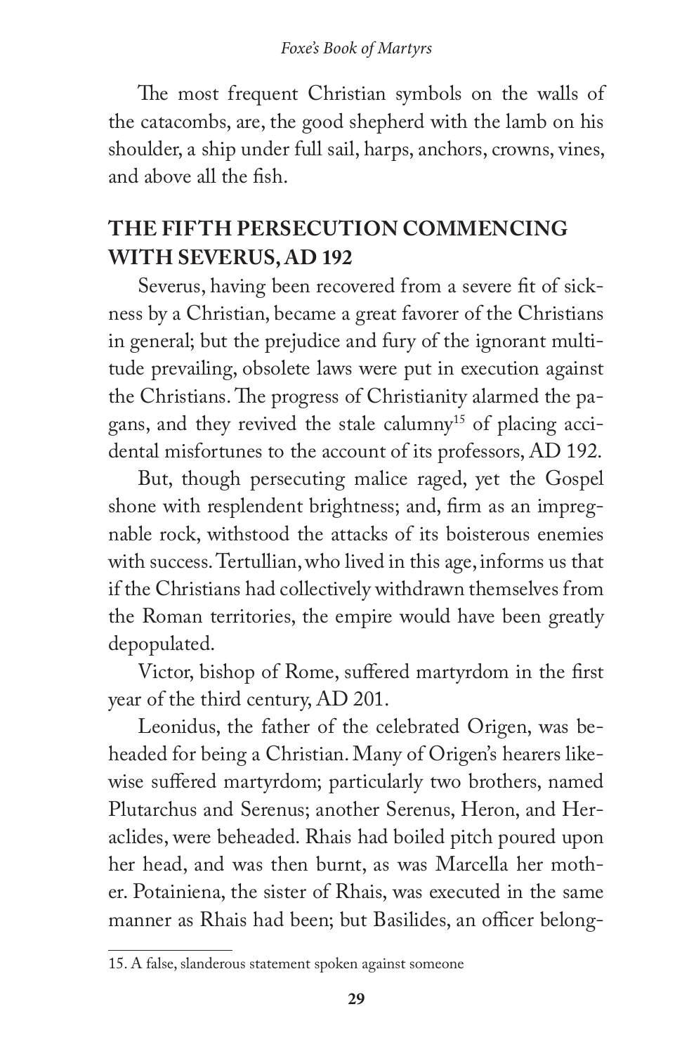The most frequent Christian symbols on the walls of the catacombs, are, the good shepherd with the lamb on his shoulder, a ship under full sail, harps, anchors, crowns, vines, and above all the fish.

## THE FIFTH PERSECUTION COMMENCING WITH SEVERUS, AD 192

Severus, having been recovered from a severe fit of sickness by a Christian, became a great favorer of the Christians in general; but the prejudice and fury of the ignorant multitude prevailing, obsolete laws were put in execution against the Christians. The progress of Christianity alarmed the pagans, and they revived the stale calumny[15] of placing accidental misfortunes to the account of its professors, AD 192.

But, though persecuting malice raged, yet the Gospel shone with resplendent brightness; and, firm as an impregnable rock, withstood the attacks of its boisterous enemies with success. Tertullian, who lived in this age, informs us that if the Christians had collectively withdrawn themselves from the Roman territories, the empire would have been greatly depopulated.

Victor, bishop of Rome, suffered martyrdom in the first year of the third century, AD 201.

Leonidus, the father of the celebrated Origen, was beheaded for being a Christian. Many of Origen's hearers likewise suffered martyrdom; particularly two brothers, named Plutarchus and Serenus; another Serenus, Heron, and Heraclides, were beheaded. Rhais had boiled pitch poured upon her head, and was then burnt, as was Marcella her mother. Potainiena, the sister of Rhais, was executed in the same manner as Rhais had been; but Basilides, an officer belong-

---

15. A false, slanderous statement spoken against someone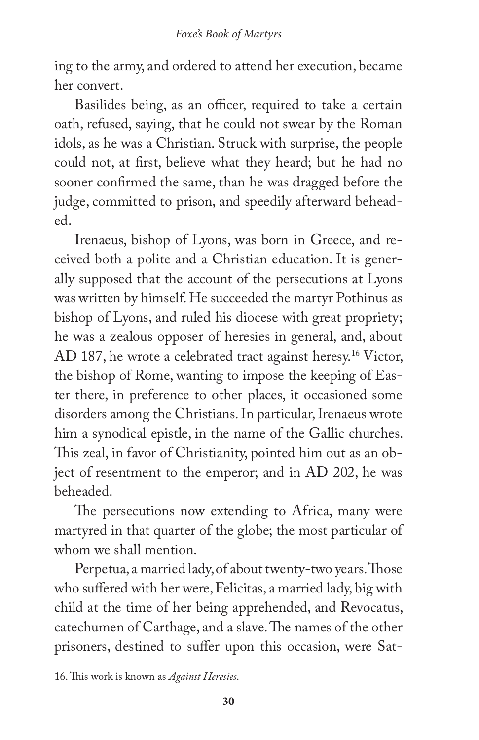ing to the army, and ordered to attend her execution, became her convert.

Basilides being, as an officer, required to take a certain oath, refused, saying, that he could not swear by the Roman idols, as he was a Christian. Struck with surprise, the people could not, at first, believe what they heard; but he had no sooner confirmed the same, than he was dragged before the judge, committed to prison, and speedily afterward beheaded.

Irenaeus, bishop of Lyons, was born in Greece, and received both a polite and a Christian education. It is generally supposed that the account of the persecutions at Lyons was written by himself. He succeeded the martyr Pothinus as bishop of Lyons, and ruled his diocese with great propriety; he was a zealous opposer of heresies in general, and, about AD 187, he wrote a celebrated tract against heresy.[16] Victor, the bishop of Rome, wanting to impose the keeping of Easter there, in preference to other places, it occasioned some disorders among the Christians. In particular, Irenaeus wrote him a synodical epistle, in the name of the Gallic churches. This zeal, in favor of Christianity, pointed him out as an object of resentment to the emperor; and in AD 202, he was beheaded.

The persecutions now extending to Africa, many were martyred in that quarter of the globe; the most particular of whom we shall mention.

Perpetua, a married lady, of about twenty-two years. Those who suffered with her were, Felicitas, a married lady, big with child at the time of her being apprehended, and Revocatus, catechumen of Carthage, and a slave. The names of the other prisoners, destined to suffer upon this occasion, were Sat-

---

16. This work is known as *Against Heresies*.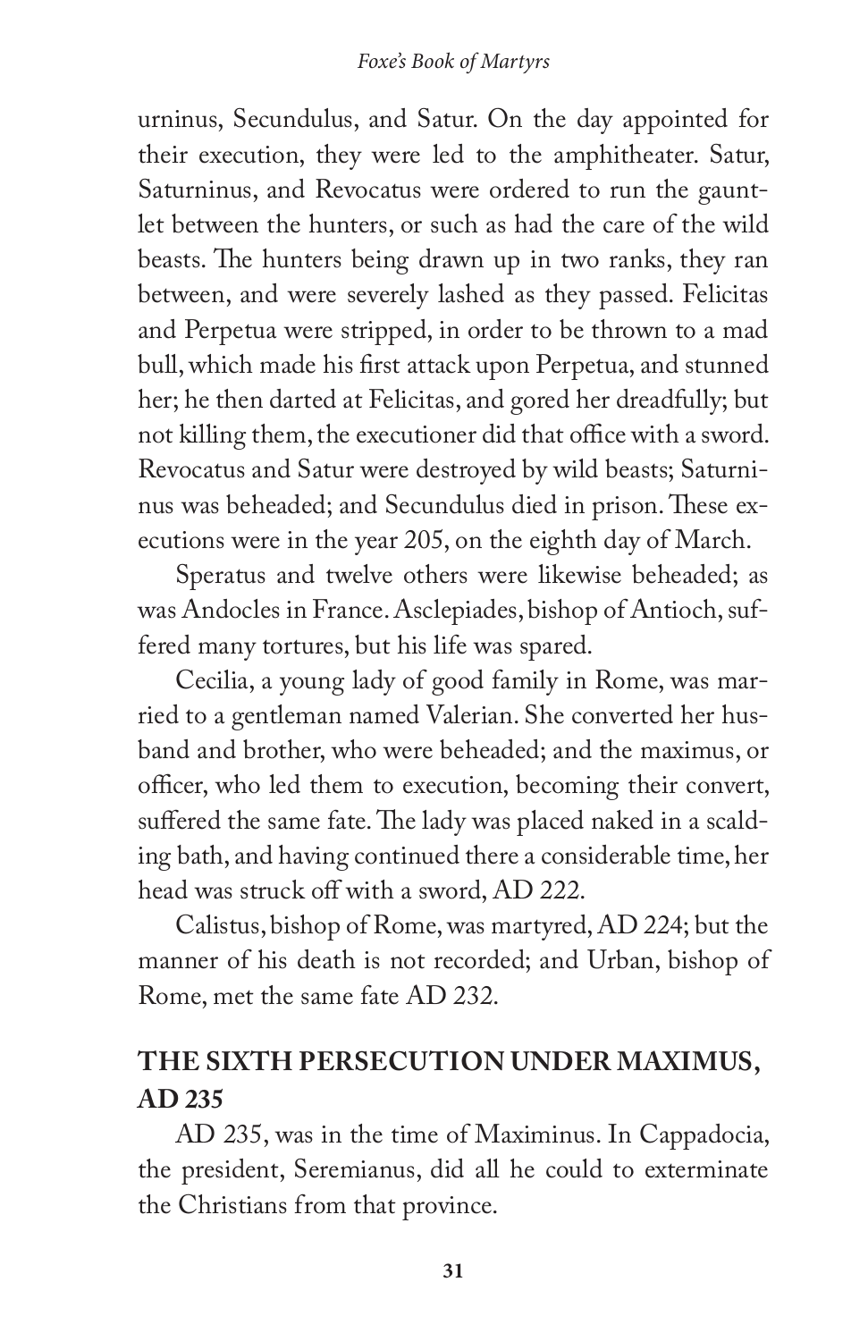urninus, Secundulus, and Satur. On the day appointed for their execution, they were led to the amphitheater. Satur, Saturninus, and Revocatus were ordered to run the gauntlet between the hunters, or such as had the care of the wild beasts. The hunters being drawn up in two ranks, they ran between, and were severely lashed as they passed. Felicitas and Perpetua were stripped, in order to be thrown to a mad bull, which made his first attack upon Perpetua, and stunned her; he then darted at Felicitas, and gored her dreadfully; but not killing them, the executioner did that office with a sword. Revocatus and Satur were destroyed by wild beasts; Saturninus was beheaded; and Secundulus died in prison. These executions were in the year 205, on the eighth day of March.

Speratus and twelve others were likewise beheaded; as was Andocles in France. Asclepiades, bishop of Antioch, suffered many tortures, but his life was spared.

Cecilia, a young lady of good family in Rome, was married to a gentleman named Valerian. She converted her husband and brother, who were beheaded; and the maximus, or officer, who led them to execution, becoming their convert, suffered the same fate. The lady was placed naked in a scalding bath, and having continued there a considerable time, her head was struck off with a sword, AD 222.

Calistus, bishop of Rome, was martyred, AD 224; but the manner of his death is not recorded; and Urban, bishop of Rome, met the same fate AD 232.

## THE SIXTH PERSECUTION UNDER MAXIMUS, AD 235

AD 235, was in the time of Maximinus. In Cappadocia, the president, Seremianus, did all he could to exterminate the Christians from that province.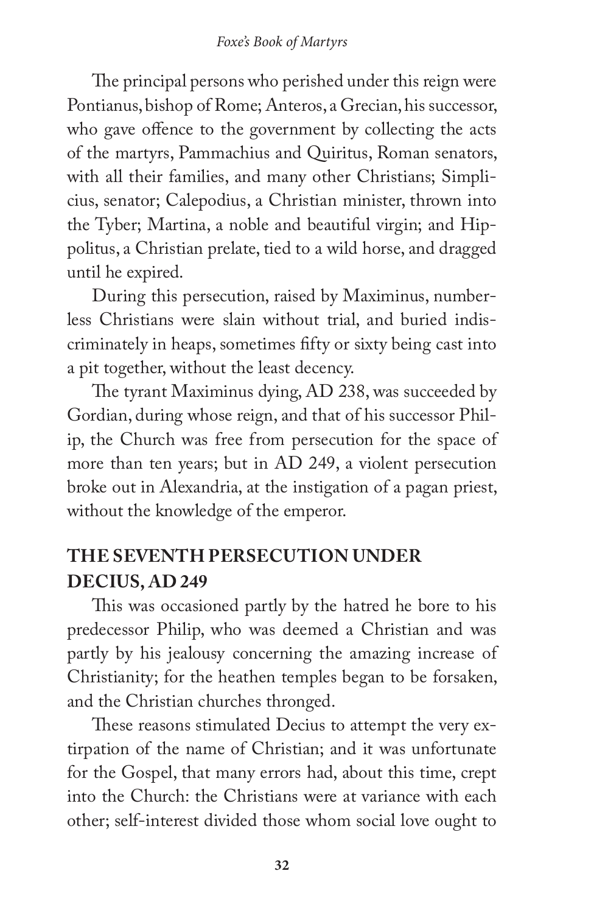The principal persons who perished under this reign were Pontianus, bishop of Rome; Anteros, a Grecian, his successor, who gave offence to the government by collecting the acts of the martyrs, Pammachius and Quiritus, Roman senators, with all their families, and many other Christians; Simplicius, senator; Calepodius, a Christian minister, thrown into the Tyber; Martina, a noble and beautiful virgin; and Hippolitus, a Christian prelate, tied to a wild horse, and dragged until he expired.

During this persecution, raised by Maximinus, numberless Christians were slain without trial, and buried indiscriminately in heaps, sometimes fifty or sixty being cast into a pit together, without the least decency.

The tyrant Maximinus dying, AD 238, was succeeded by Gordian, during whose reign, and that of his successor Philip, the Church was free from persecution for the space of more than ten years; but in AD 249, a violent persecution broke out in Alexandria, at the instigation of a pagan priest, without the knowledge of the emperor.

## THE SEVENTH PERSECUTION UNDER DECIUS, AD 249

This was occasioned partly by the hatred he bore to his predecessor Philip, who was deemed a Christian and was partly by his jealousy concerning the amazing increase of Christianity; for the heathen temples began to be forsaken, and the Christian churches thronged.

These reasons stimulated Decius to attempt the very extirpation of the name of Christian; and it was unfortunate for the Gospel, that many errors had, about this time, crept into the Church: the Christians were at variance with each other; self-interest divided those whom social love ought to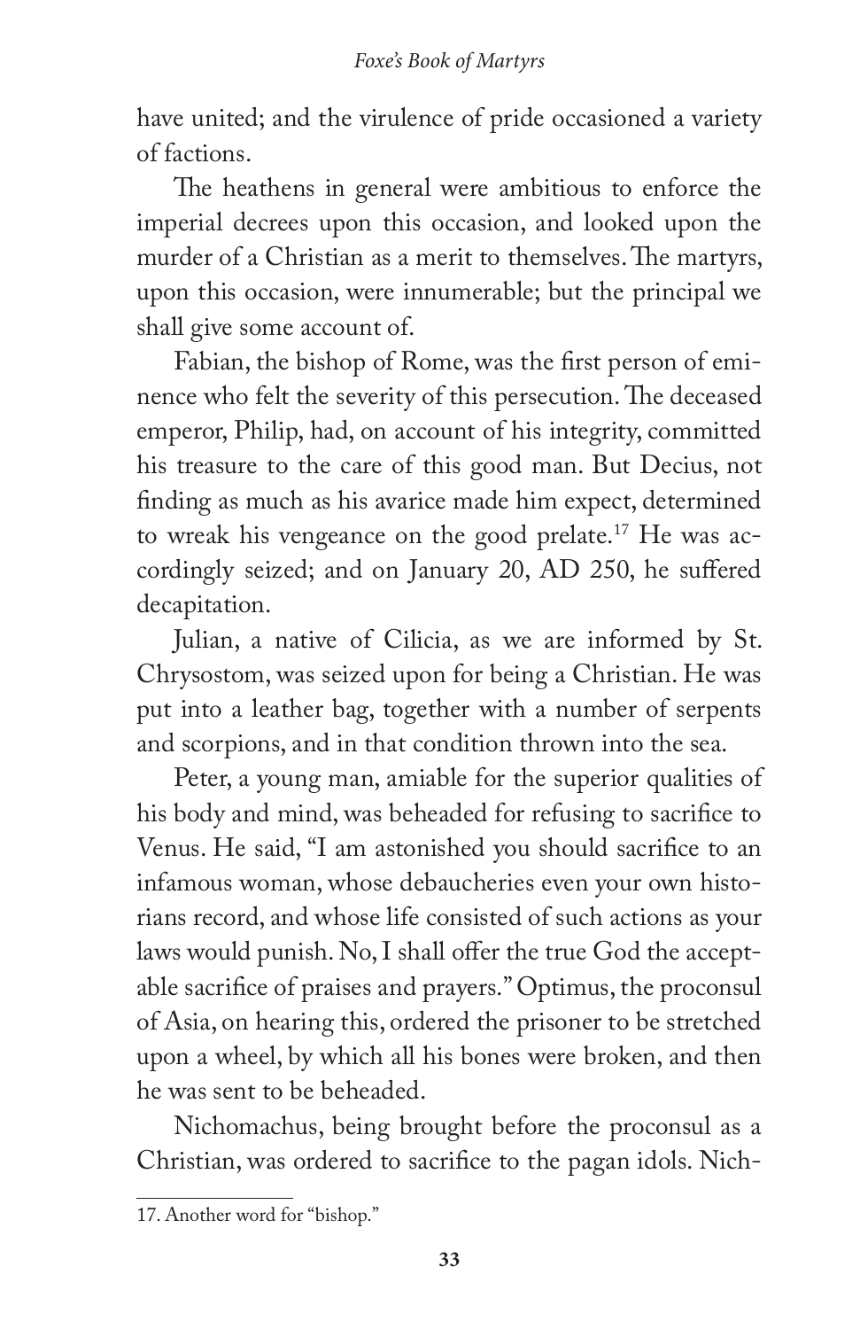have united; and the virulence of pride occasioned a variety of factions.

The heathens in general were ambitious to enforce the imperial decrees upon this occasion, and looked upon the murder of a Christian as a merit to themselves. The martyrs, upon this occasion, were innumerable; but the principal we shall give some account of.

Fabian, the bishop of Rome, was the first person of eminence who felt the severity of this persecution. The deceased emperor, Philip, had, on account of his integrity, committed his treasure to the care of this good man. But Decius, not finding as much as his avarice made him expect, determined to wreak his vengeance on the good prelate.[17] He was accordingly seized; and on January 20, AD 250, he suffered decapitation.

Julian, a native of Cilicia, as we are informed by St. Chrysostom, was seized upon for being a Christian. He was put into a leather bag, together with a number of serpents and scorpions, and in that condition thrown into the sea.

Peter, a young man, amiable for the superior qualities of his body and mind, was beheaded for refusing to sacrifice to Venus. He said, "I am astonished you should sacrifice to an infamous woman, whose debaucheries even your own historians record, and whose life consisted of such actions as your laws would punish. No, I shall offer the true God the acceptable sacrifice of praises and prayers." Optimus, the proconsul of Asia, on hearing this, ordered the prisoner to be stretched upon a wheel, by which all his bones were broken, and then he was sent to be beheaded.

Nichomachus, being brought before the proconsul as a Christian, was ordered to sacrifice to the pagan idols. Nich-

---

17. Another word for "bishop."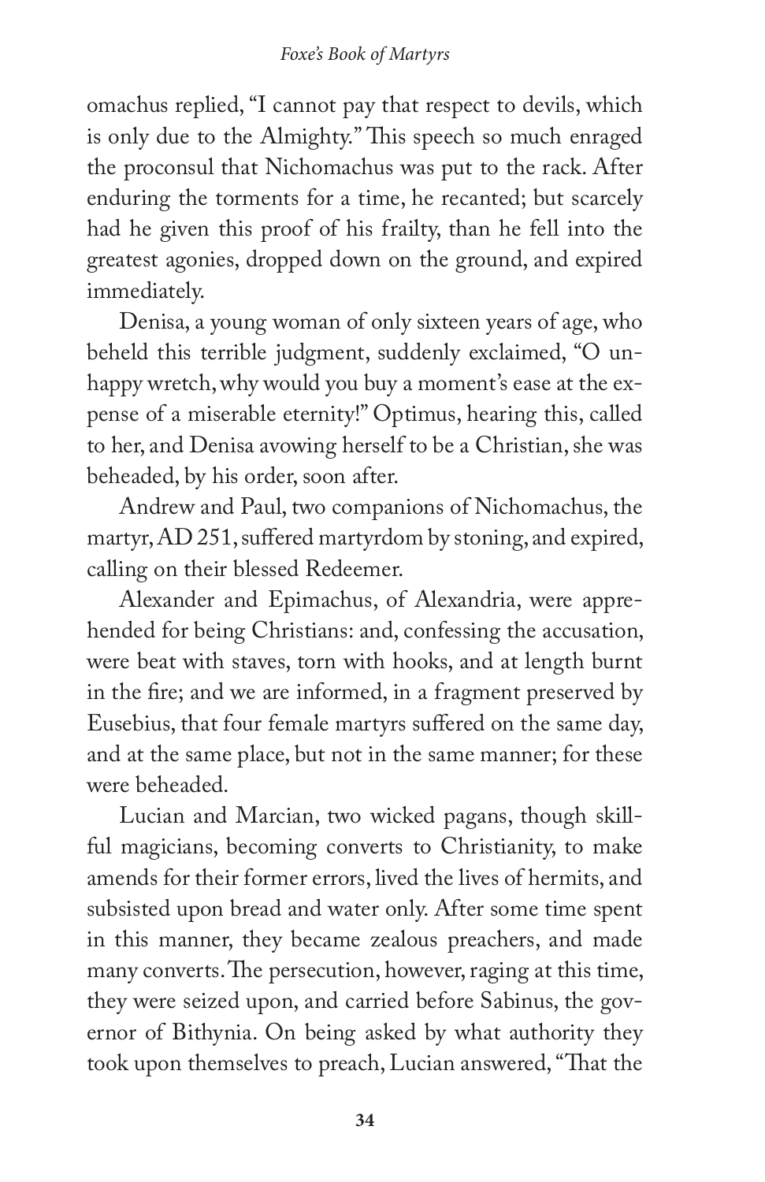omachus replied, "I cannot pay that respect to devils, which is only due to the Almighty." This speech so much enraged the proconsul that Nichomachus was put to the rack. After enduring the torments for a time, he recanted; but scarcely had he given this proof of his frailty, than he fell into the greatest agonies, dropped down on the ground, and expired immediately.

Denisa, a young woman of only sixteen years of age, who beheld this terrible judgment, suddenly exclaimed, "O unhappy wretch, why would you buy a moment's ease at the expense of a miserable eternity!" Optimus, hearing this, called to her, and Denisa avowing herself to be a Christian, she was beheaded, by his order, soon after.

Andrew and Paul, two companions of Nichomachus, the martyr, AD 251, suffered martyrdom by stoning, and expired, calling on their blessed Redeemer.

Alexander and Epimachus, of Alexandria, were apprehended for being Christians: and, confessing the accusation, were beat with staves, torn with hooks, and at length burnt in the fire; and we are informed, in a fragment preserved by Eusebius, that four female martyrs suffered on the same day, and at the same place, but not in the same manner; for these were beheaded.

Lucian and Marcian, two wicked pagans, though skillful magicians, becoming converts to Christianity, to make amends for their former errors, lived the lives of hermits, and subsisted upon bread and water only. After some time spent in this manner, they became zealous preachers, and made many converts. The persecution, however, raging at this time, they were seized upon, and carried before Sabinus, the governor of Bithynia. On being asked by what authority they took upon themselves to preach, Lucian answered, "That the